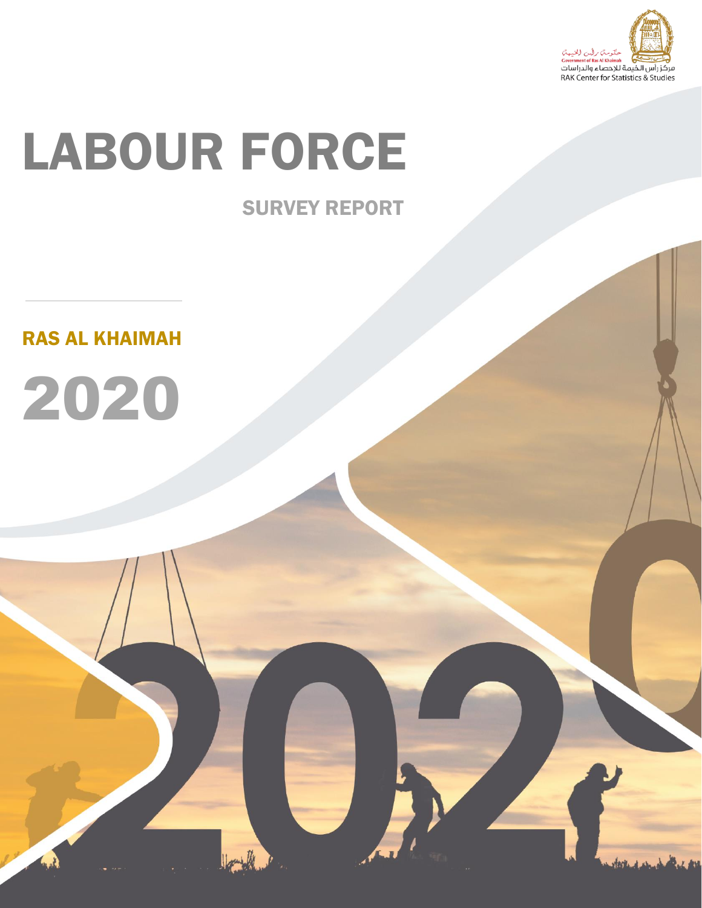حكومة رأس الخيمة
Government of Ras Al Khaimah
مركز رأس الخيمة للإحصاء والدراسات
RAK Center for Statistics & Studies

# LABOUR FORCE

## SURVEY REPORT

## RAS AL KHAIMAH

# 2020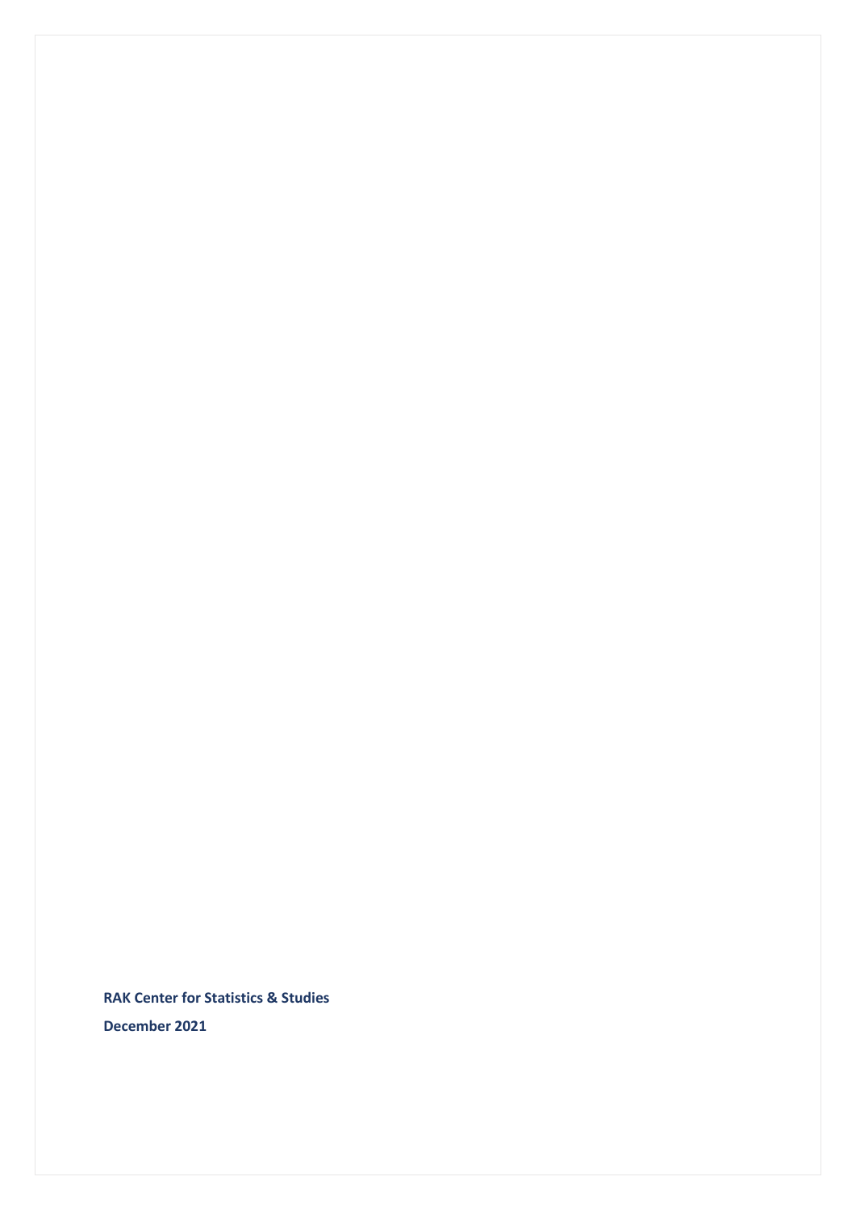**RAK Center for Statistics & Studies**

**December 2021**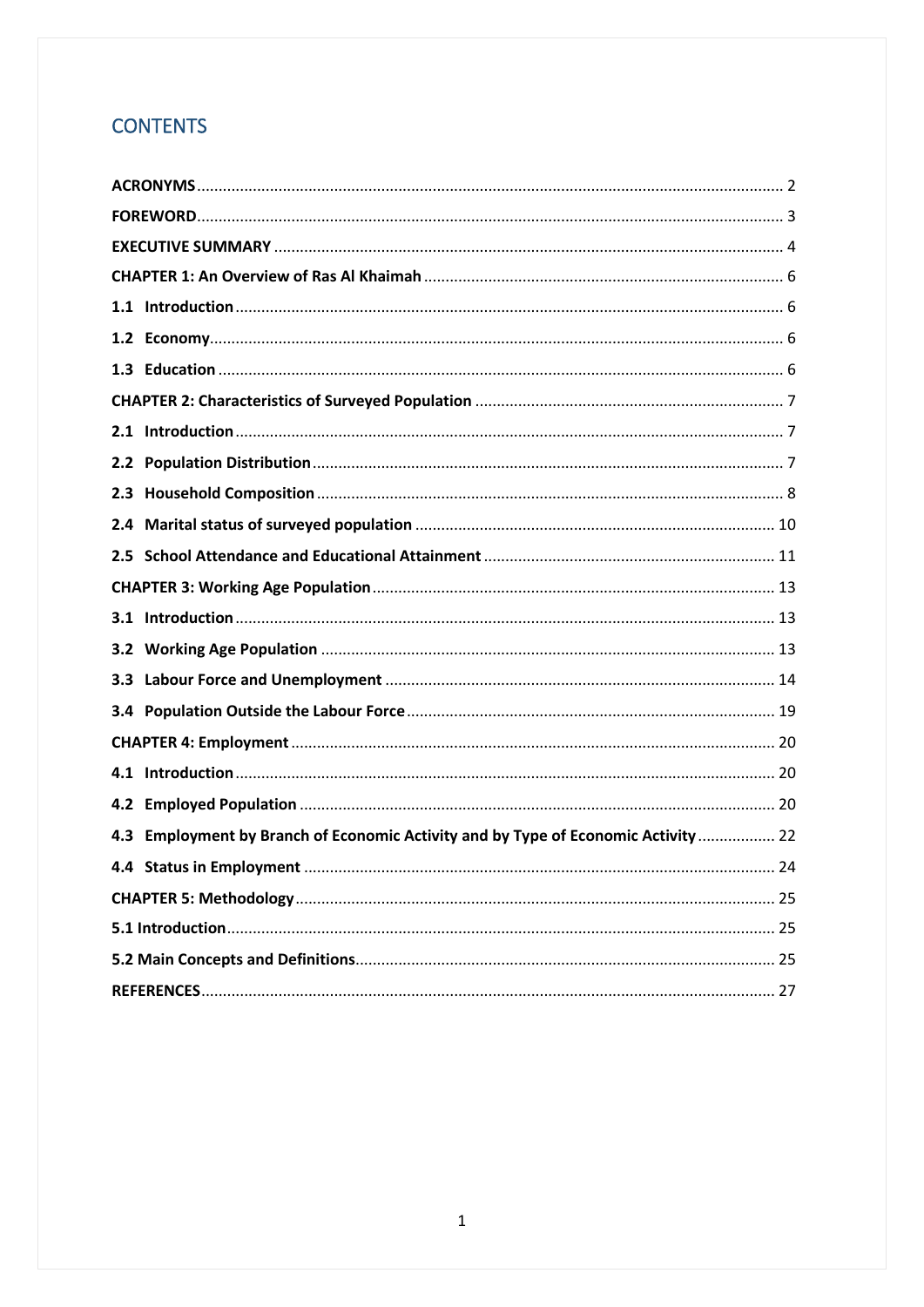# CONTENTS

**ACRONYMS** ........ 2

**FOREWORD** ........ 3

**EXECUTIVE SUMMARY** ........ 4

**CHAPTER 1: An Overview of Ras Al Khaimah** ........ 6

**1.1 Introduction** ........ 6

**1.2 Economy** ........ 6

**1.3 Education** ........ 6

**CHAPTER 2: Characteristics of Surveyed Population** ........ 7

**2.1 Introduction** ........ 7

**2.2 Population Distribution** ........ 7

**2.3 Household Composition** ........ 8

**2.4 Marital status of surveyed population** ........ 10

**2.5 School Attendance and Educational Attainment** ........ 11

**CHAPTER 3: Working Age Population** ........ 13

**3.1 Introduction** ........ 13

**3.2 Working Age Population** ........ 13

**3.3 Labour Force and Unemployment** ........ 14

**3.4 Population Outside the Labour Force** ........ 19

**CHAPTER 4: Employment** ........ 20

**4.1 Introduction** ........ 20

**4.2 Employed Population** ........ 20

**4.3 Employment by Branch of Economic Activity and by Type of Economic Activity** ........ 22

**4.4 Status in Employment** ........ 24

**CHAPTER 5: Methodology** ........ 25

**5.1 Introduction** ........ 25

**5.2 Main Concepts and Definitions** ........ 25

**REFERENCES** ........ 27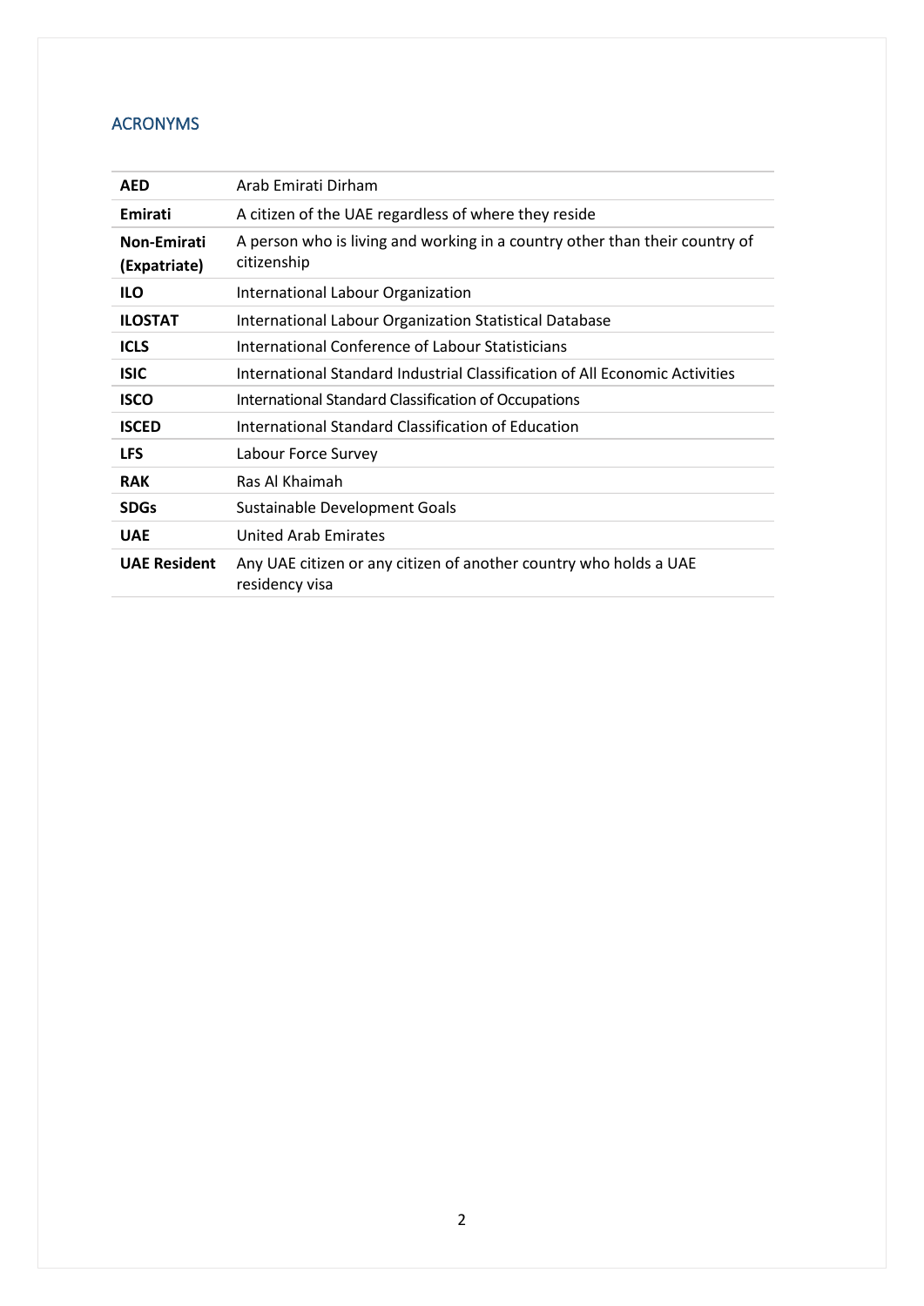## ACRONYMS

| | |
|---|---|
| **AED** | Arab Emirati Dirham |
| **Emirati** | A citizen of the UAE regardless of where they reside |
| **Non-Emirati (Expatriate)** | A person who is living and working in a country other than their country of citizenship |
| **ILO** | International Labour Organization |
| **ILOSTAT** | International Labour Organization Statistical Database |
| **ICLS** | International Conference of Labour Statisticians |
| **ISIC** | International Standard Industrial Classification of All Economic Activities |
| **ISCO** | International Standard Classification of Occupations |
| **ISCED** | International Standard Classification of Education |
| **LFS** | Labour Force Survey |
| **RAK** | Ras Al Khaimah |
| **SDGs** | Sustainable Development Goals |
| **UAE** | United Arab Emirates |
| **UAE Resident** | Any UAE citizen or any citizen of another country who holds a UAE residency visa |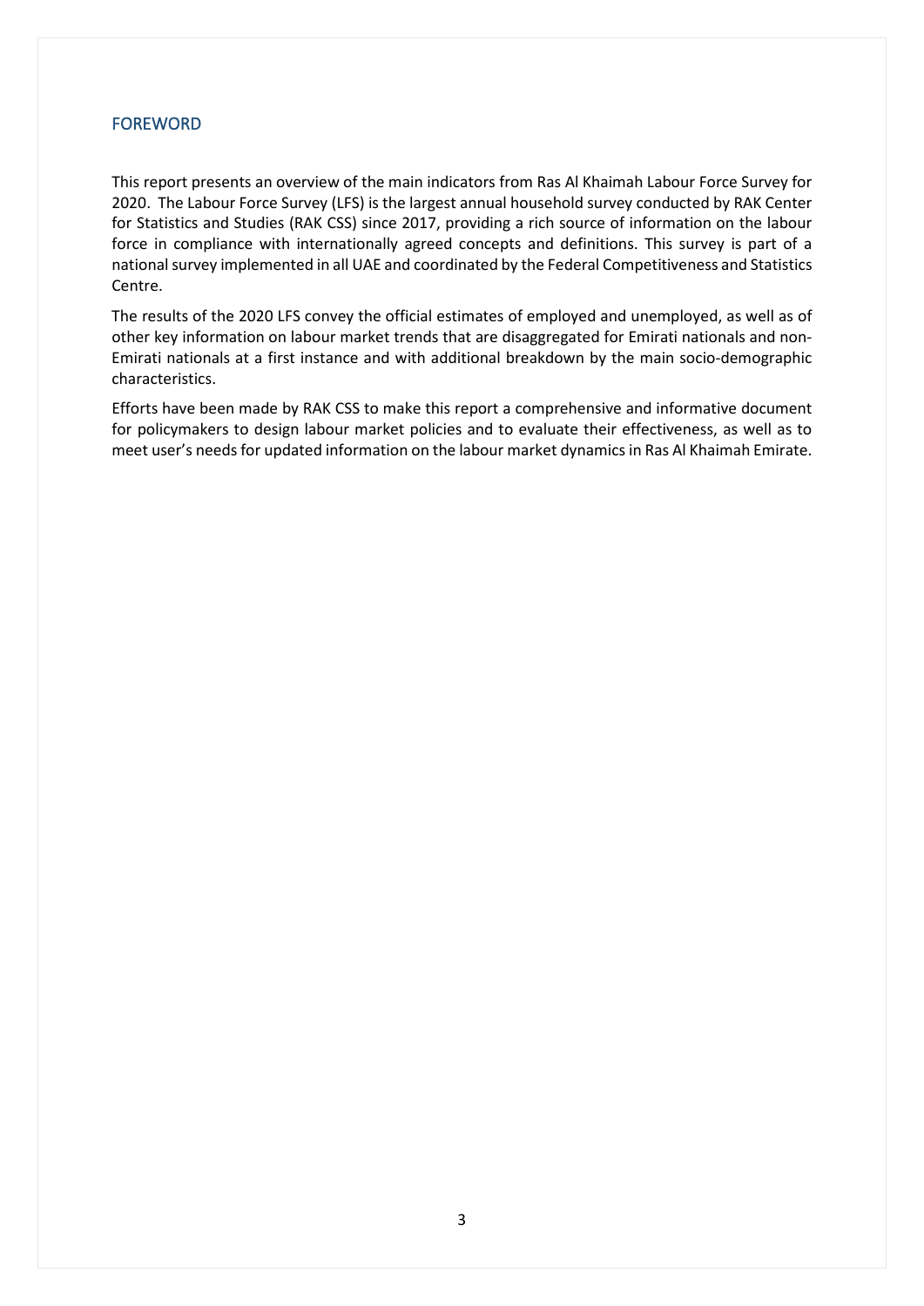## FOREWORD

This report presents an overview of the main indicators from Ras Al Khaimah Labour Force Survey for 2020. The Labour Force Survey (LFS) is the largest annual household survey conducted by RAK Center for Statistics and Studies (RAK CSS) since 2017, providing a rich source of information on the labour force in compliance with internationally agreed concepts and definitions. This survey is part of a national survey implemented in all UAE and coordinated by the Federal Competitiveness and Statistics Centre.

The results of the 2020 LFS convey the official estimates of employed and unemployed, as well as of other key information on labour market trends that are disaggregated for Emirati nationals and non-Emirati nationals at a first instance and with additional breakdown by the main socio-demographic characteristics.

Efforts have been made by RAK CSS to make this report a comprehensive and informative document for policymakers to design labour market policies and to evaluate their effectiveness, as well as to meet user's needs for updated information on the labour market dynamics in Ras Al Khaimah Emirate.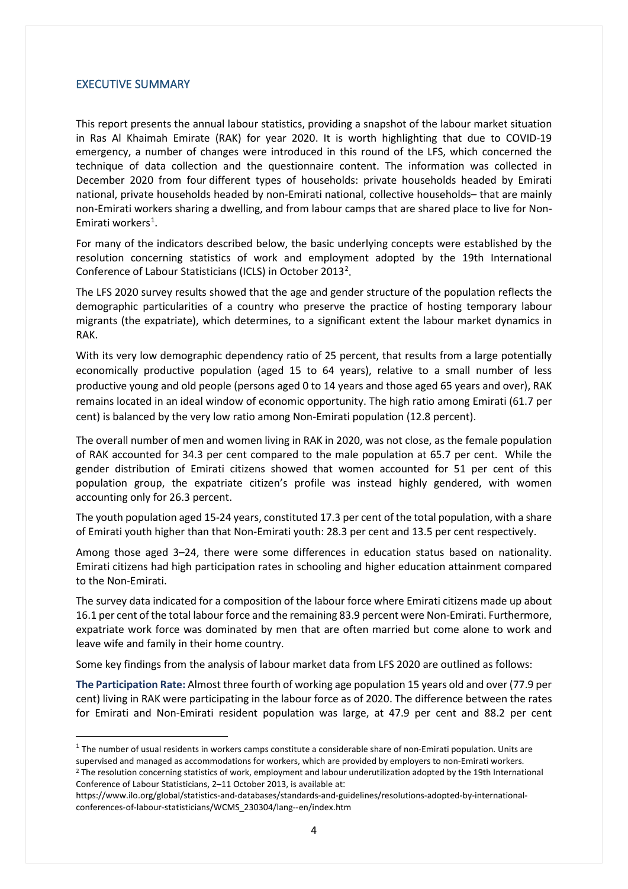## EXECUTIVE SUMMARY

This report presents the annual labour statistics, providing a snapshot of the labour market situation in Ras Al Khaimah Emirate (RAK) for year 2020. It is worth highlighting that due to COVID-19 emergency, a number of changes were introduced in this round of the LFS, which concerned the technique of data collection and the questionnaire content. The information was collected in December 2020 from four different types of households: private households headed by Emirati national, private households headed by non-Emirati national, collective households– that are mainly non-Emirati workers sharing a dwelling, and from labour camps that are shared place to live for Non-Emirati workers[1].

For many of the indicators described below, the basic underlying concepts were established by the resolution concerning statistics of work and employment adopted by the 19th International Conference of Labour Statisticians (ICLS) in October 2013[2].

The LFS 2020 survey results showed that the age and gender structure of the population reflects the demographic particularities of a country who preserve the practice of hosting temporary labour migrants (the expatriate), which determines, to a significant extent the labour market dynamics in RAK.

With its very low demographic dependency ratio of 25 percent, that results from a large potentially economically productive population (aged 15 to 64 years), relative to a small number of less productive young and old people (persons aged 0 to 14 years and those aged 65 years and over), RAK remains located in an ideal window of economic opportunity. The high ratio among Emirati (61.7 per cent) is balanced by the very low ratio among Non-Emirati population (12.8 percent).

The overall number of men and women living in RAK in 2020, was not close, as the female population of RAK accounted for 34.3 per cent compared to the male population at 65.7 per cent. While the gender distribution of Emirati citizens showed that women accounted for 51 per cent of this population group, the expatriate citizen's profile was instead highly gendered, with women accounting only for 26.3 percent.

The youth population aged 15-24 years, constituted 17.3 per cent of the total population, with a share of Emirati youth higher than that Non-Emirati youth: 28.3 per cent and 13.5 per cent respectively.

Among those aged 3–24, there were some differences in education status based on nationality. Emirati citizens had high participation rates in schooling and higher education attainment compared to the Non-Emirati.

The survey data indicated for a composition of the labour force where Emirati citizens made up about 16.1 per cent of the total labour force and the remaining 83.9 percent were Non-Emirati. Furthermore, expatriate work force was dominated by men that are often married but come alone to work and leave wife and family in their home country.

Some key findings from the analysis of labour market data from LFS 2020 are outlined as follows:

**The Participation Rate:** Almost three fourth of working age population 15 years old and over (77.9 per cent) living in RAK were participating in the labour force as of 2020. The difference between the rates for Emirati and Non-Emirati resident population was large, at 47.9 per cent and 88.2 per cent

---

[1] The number of usual residents in workers camps constitute a considerable share of non-Emirati population. Units are supervised and managed as accommodations for workers, which are provided by employers to non-Emirati workers.

[2] The resolution concerning statistics of work, employment and labour underutilization adopted by the 19th International Conference of Labour Statisticians, 2–11 October 2013, is available at: https://www.ilo.org/global/statistics-and-databases/standards-and-guidelines/resolutions-adopted-by-international-conferences-of-labour-statisticians/WCMS_230304/lang--en/index.htm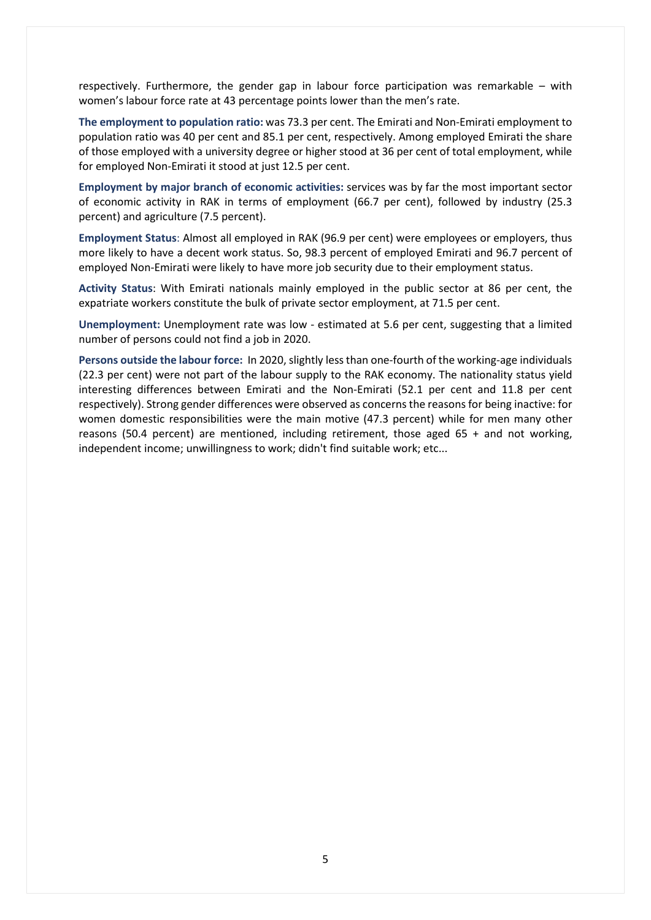respectively. Furthermore, the gender gap in labour force participation was remarkable – with women's labour force rate at 43 percentage points lower than the men's rate.

**The employment to population ratio:** was 73.3 per cent. The Emirati and Non-Emirati employment to population ratio was 40 per cent and 85.1 per cent, respectively. Among employed Emirati the share of those employed with a university degree or higher stood at 36 per cent of total employment, while for employed Non-Emirati it stood at just 12.5 per cent.

**Employment by major branch of economic activities:** services was by far the most important sector of economic activity in RAK in terms of employment (66.7 per cent), followed by industry (25.3 percent) and agriculture (7.5 percent).

**Employment Status**: Almost all employed in RAK (96.9 per cent) were employees or employers, thus more likely to have a decent work status. So, 98.3 percent of employed Emirati and 96.7 percent of employed Non-Emirati were likely to have more job security due to their employment status.

**Activity Status**: With Emirati nationals mainly employed in the public sector at 86 per cent, the expatriate workers constitute the bulk of private sector employment, at 71.5 per cent.

**Unemployment:** Unemployment rate was low - estimated at 5.6 per cent, suggesting that a limited number of persons could not find a job in 2020.

**Persons outside the labour force:** In 2020, slightly less than one-fourth of the working-age individuals (22.3 per cent) were not part of the labour supply to the RAK economy. The nationality status yield interesting differences between Emirati and the Non-Emirati (52.1 per cent and 11.8 per cent respectively). Strong gender differences were observed as concerns the reasons for being inactive: for women domestic responsibilities were the main motive (47.3 percent) while for men many other reasons (50.4 percent) are mentioned, including retirement, those aged 65 + and not working, independent income; unwillingness to work; didn't find suitable work; etc...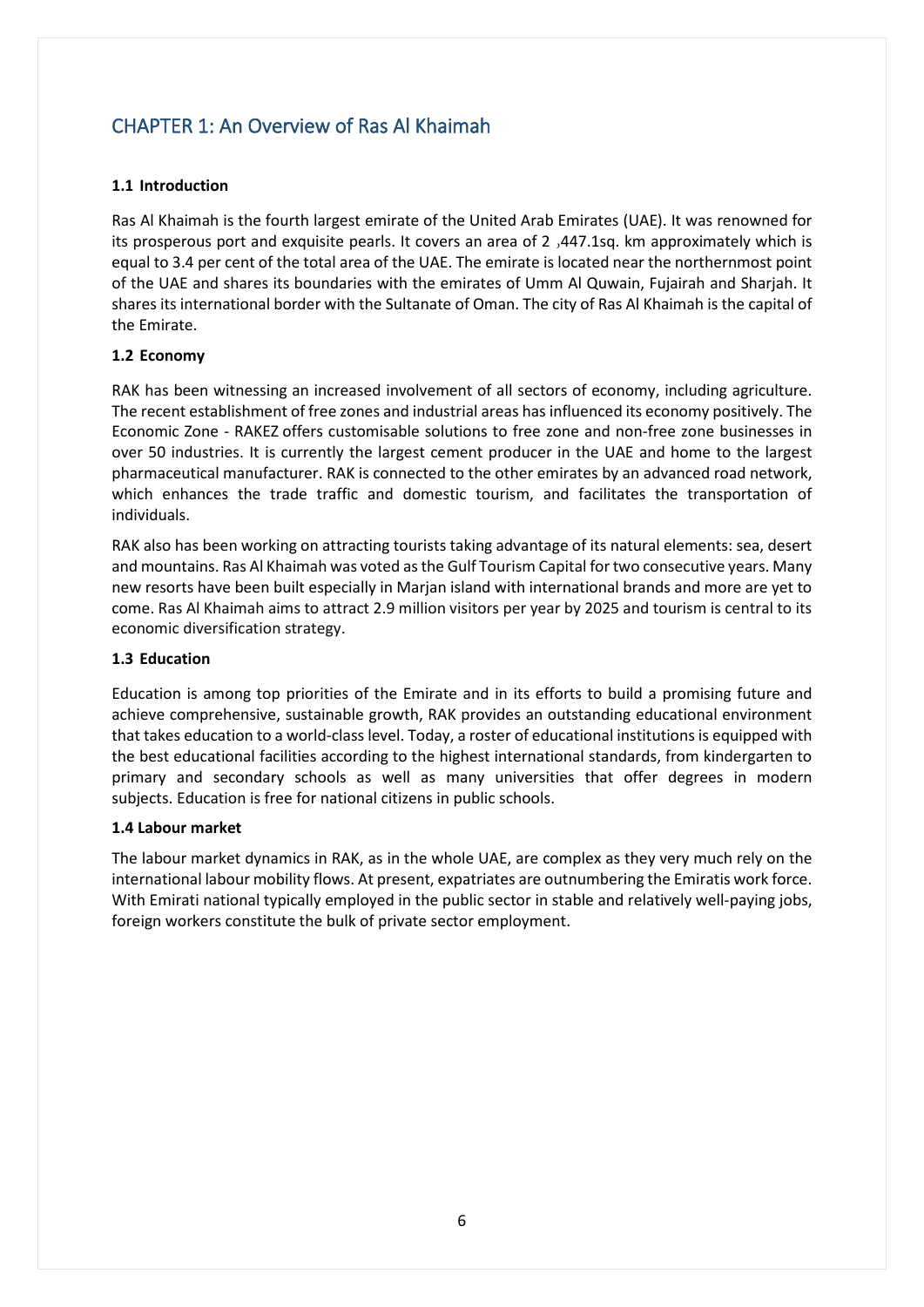# CHAPTER 1: An Overview of Ras Al Khaimah

## 1.1 Introduction

Ras Al Khaimah is the fourth largest emirate of the United Arab Emirates (UAE). It was renowned for its prosperous port and exquisite pearls. It covers an area of 2 ,447.1sq. km approximately which is equal to 3.4 per cent of the total area of the UAE. The emirate is located near the northernmost point of the UAE and shares its boundaries with the emirates of Umm Al Quwain, Fujairah and Sharjah. It shares its international border with the Sultanate of Oman. The city of Ras Al Khaimah is the capital of the Emirate.

## 1.2 Economy

RAK has been witnessing an increased involvement of all sectors of economy, including agriculture. The recent establishment of free zones and industrial areas has influenced its economy positively. The Economic Zone - RAKEZ offers customisable solutions to free zone and non-free zone businesses in over 50 industries. It is currently the largest cement producer in the UAE and home to the largest pharmaceutical manufacturer. RAK is connected to the other emirates by an advanced road network, which enhances the trade traffic and domestic tourism, and facilitates the transportation of individuals.

RAK also has been working on attracting tourists taking advantage of its natural elements: sea, desert and mountains. Ras Al Khaimah was voted as the Gulf Tourism Capital for two consecutive years. Many new resorts have been built especially in Marjan island with international brands and more are yet to come. Ras Al Khaimah aims to attract 2.9 million visitors per year by 2025 and tourism is central to its economic diversification strategy.

## 1.3 Education

Education is among top priorities of the Emirate and in its efforts to build a promising future and achieve comprehensive, sustainable growth, RAK provides an outstanding educational environment that takes education to a world-class level. Today, a roster of educational institutions is equipped with the best educational facilities according to the highest international standards, from kindergarten to primary and secondary schools as well as many universities that offer degrees in modern subjects. Education is free for national citizens in public schools.

## 1.4 Labour market

The labour market dynamics in RAK, as in the whole UAE, are complex as they very much rely on the international labour mobility flows. At present, expatriates are outnumbering the Emiratis work force. With Emirati national typically employed in the public sector in stable and relatively well-paying jobs, foreign workers constitute the bulk of private sector employment.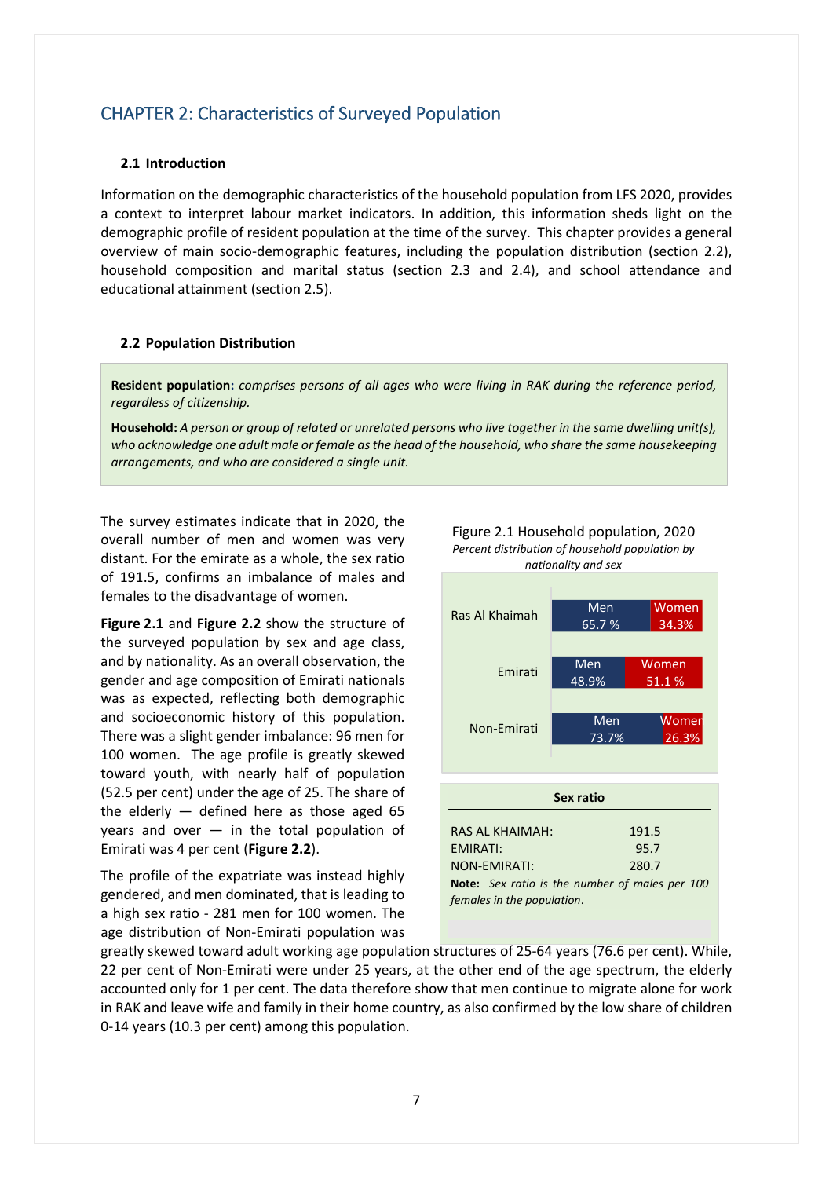## CHAPTER 2: Characteristics of Surveyed Population

### 2.1 Introduction

Information on the demographic characteristics of the household population from LFS 2020, provides a context to interpret labour market indicators. In addition, this information sheds light on the demographic profile of resident population at the time of the survey. This chapter provides a general overview of main socio-demographic features, including the population distribution (section 2.2), household composition and marital status (section 2.3 and 2.4), and school attendance and educational attainment (section 2.5).

### 2.2 Population Distribution

**Resident population:** *comprises persons of all ages who were living in RAK during the reference period, regardless of citizenship.*

**Household:** *A person or group of related or unrelated persons who live together in the same dwelling unit(s), who acknowledge one adult male or female as the head of the household, who share the same housekeeping arrangements, and who are considered a single unit.*

The survey estimates indicate that in 2020, the overall number of men and women was very distant. For the emirate as a whole, the sex ratio of 191.5, confirms an imbalance of males and females to the disadvantage of women.

**Figure 2.1** and **Figure 2.2** show the structure of the surveyed population by sex and age class, and by nationality. As an overall observation, the gender and age composition of Emirati nationals was as expected, reflecting both demographic and socioeconomic history of this population. There was a slight gender imbalance: 96 men for 100 women. The age profile is greatly skewed toward youth, with nearly half of population (52.5 per cent) under the age of 25. The share of the elderly — defined here as those aged 65 years and over — in the total population of Emirati was 4 per cent (**Figure 2.2**).

The profile of the expatriate was instead highly gendered, and men dominated, that is leading to a high sex ratio - 281 men for 100 women. The age distribution of Non-Emirati population was greatly skewed toward adult working age population structures of 25-64 years (76.6 per cent). While, 22 per cent of Non-Emirati were under 25 years, at the other end of the age spectrum, the elderly accounted only for 1 per cent. The data therefore show that men continue to migrate alone for work in RAK and leave wife and family in their home country, as also confirmed by the low share of children 0-14 years (10.3 per cent) among this population.

Figure 2.1 Household population, 2020

*Percent distribution of household population by nationality and sex*

| | Men | Women |
|---|---|---|
| Ras Al Khaimah | 65.7 % | 34.3% |
| Emirati | 48.9% | 51.1 % |
| Non-Emirati | 73.7% | 26.3% |

| Sex ratio | |
|---|---|
| RAS AL KHAIMAH: | 191.5 |
| EMIRATI: | 95.7 |
| NON-EMIRATI: | 280.7 |

**Note:** *Sex ratio is the number of males per 100 females in the population.*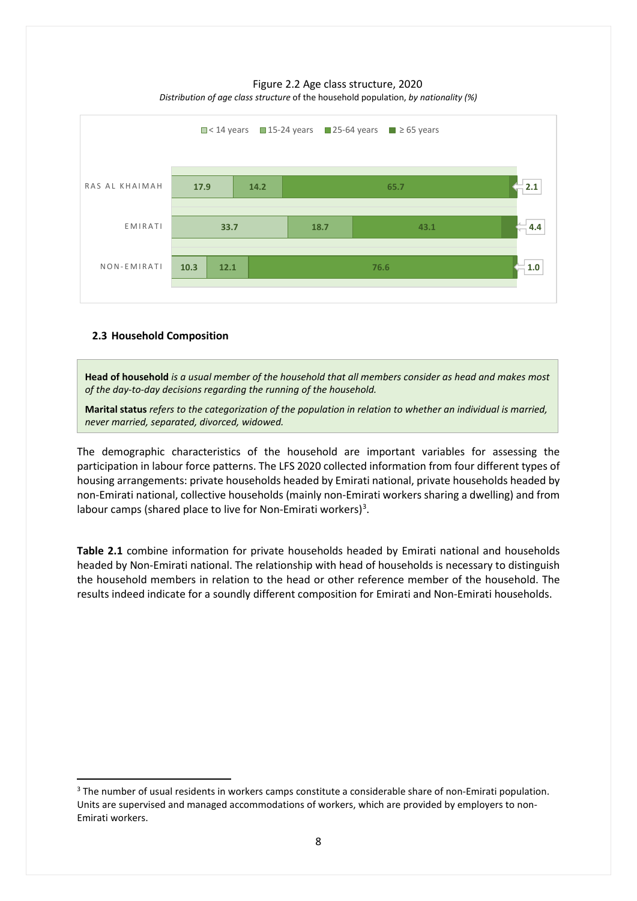Figure 2.2 Age class structure, 2020

*Distribution of age class structure* of the household population, *by nationality (%)*

| | < 14 years | 15-24 years | 25-64 years | ≥ 65 years |
|---|---|---|---|---|
| RAS AL KHAIMAH | 17.9 | 14.2 | 65.7 | 2.1 |
| EMIRATI | 33.7 | 18.7 | 43.1 | 4.4 |
| NON-EMIRATI | 10.3 | 12.1 | 76.6 | 1.0 |

### 2.3 Household Composition

**Head of household** *is a usual member of the household that all members consider as head and makes most of the day-to-day decisions regarding the running of the household.*

**Marital status** *refers to the categorization of the population in relation to whether an individual is married, never married, separated, divorced, widowed.*

The demographic characteristics of the household are important variables for assessing the participation in labour force patterns. The LFS 2020 collected information from four different types of housing arrangements: private households headed by Emirati national, private households headed by non-Emirati national, collective households (mainly non-Emirati workers sharing a dwelling) and from labour camps (shared place to live for Non-Emirati workers)[3].

**Table 2.1** combine information for private households headed by Emirati national and households headed by Non-Emirati national. The relationship with head of households is necessary to distinguish the household members in relation to the head or other reference member of the household. The results indeed indicate for a soundly different composition for Emirati and Non-Emirati households.

[3] The number of usual residents in workers camps constitute a considerable share of non-Emirati population. Units are supervised and managed accommodations of workers, which are provided by employers to non-Emirati workers.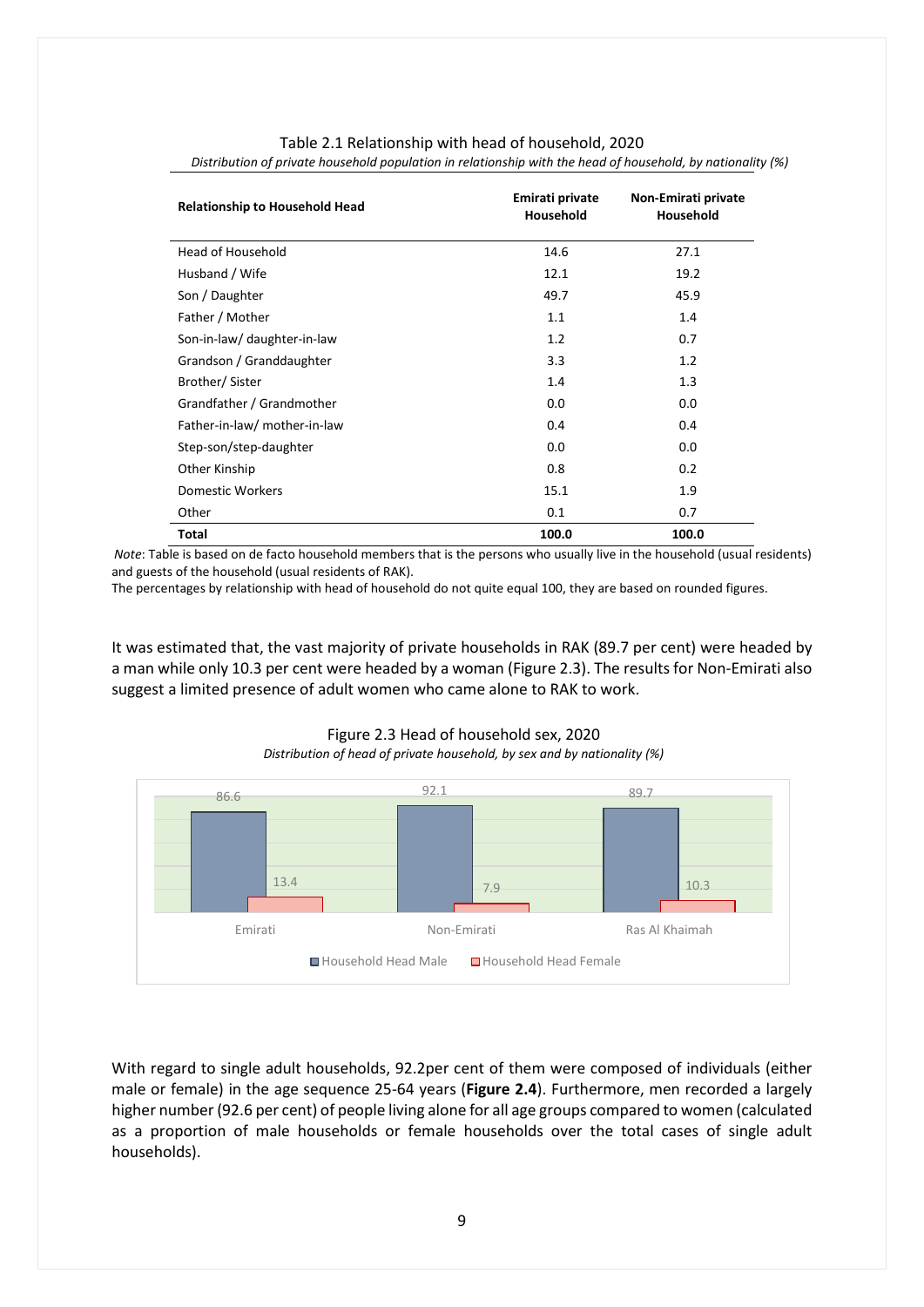Table 2.1 Relationship with head of household, 2020

*Distribution of private household population in relationship with the head of household, by nationality (%)*

| Relationship to Household Head | Emirati private Household | Non-Emirati private Household |
|---|---|---|
| Head of Household | 14.6 | 27.1 |
| Husband / Wife | 12.1 | 19.2 |
| Son / Daughter | 49.7 | 45.9 |
| Father / Mother | 1.1 | 1.4 |
| Son-in-law/ daughter-in-law | 1.2 | 0.7 |
| Grandson / Granddaughter | 3.3 | 1.2 |
| Brother/ Sister | 1.4 | 1.3 |
| Grandfather / Grandmother | 0.0 | 0.0 |
| Father-in-law/ mother-in-law | 0.4 | 0.4 |
| Step-son/step-daughter | 0.0 | 0.0 |
| Other Kinship | 0.8 | 0.2 |
| Domestic Workers | 15.1 | 1.9 |
| Other | 0.1 | 0.7 |
| **Total** | **100.0** | **100.0** |

*Note*: Table is based on de facto household members that is the persons who usually live in the household (usual residents) and guests of the household (usual residents of RAK).
The percentages by relationship with head of household do not quite equal 100, they are based on rounded figures.

It was estimated that, the vast majority of private households in RAK (89.7 per cent) were headed by a man while only 10.3 per cent were headed by a woman (Figure 2.3). The results for Non-Emirati also suggest a limited presence of adult women who came alone to RAK to work.

Figure 2.3 Head of household sex, 2020

*Distribution of head of private household, by sex and by nationality (%)*

| | Household Head Male | Household Head Female |
|---|---|---|
| Emirati | 86.6 | 13.4 |
| Non-Emirati | 92.1 | 7.9 |
| Ras Al Khaimah | 89.7 | 10.3 |

With regard to single adult households, 92.2per cent of them were composed of individuals (either male or female) in the age sequence 25-64 years (**Figure 2.4**). Furthermore, men recorded a largely higher number (92.6 per cent) of people living alone for all age groups compared to women (calculated as a proportion of male households or female households over the total cases of single adult households).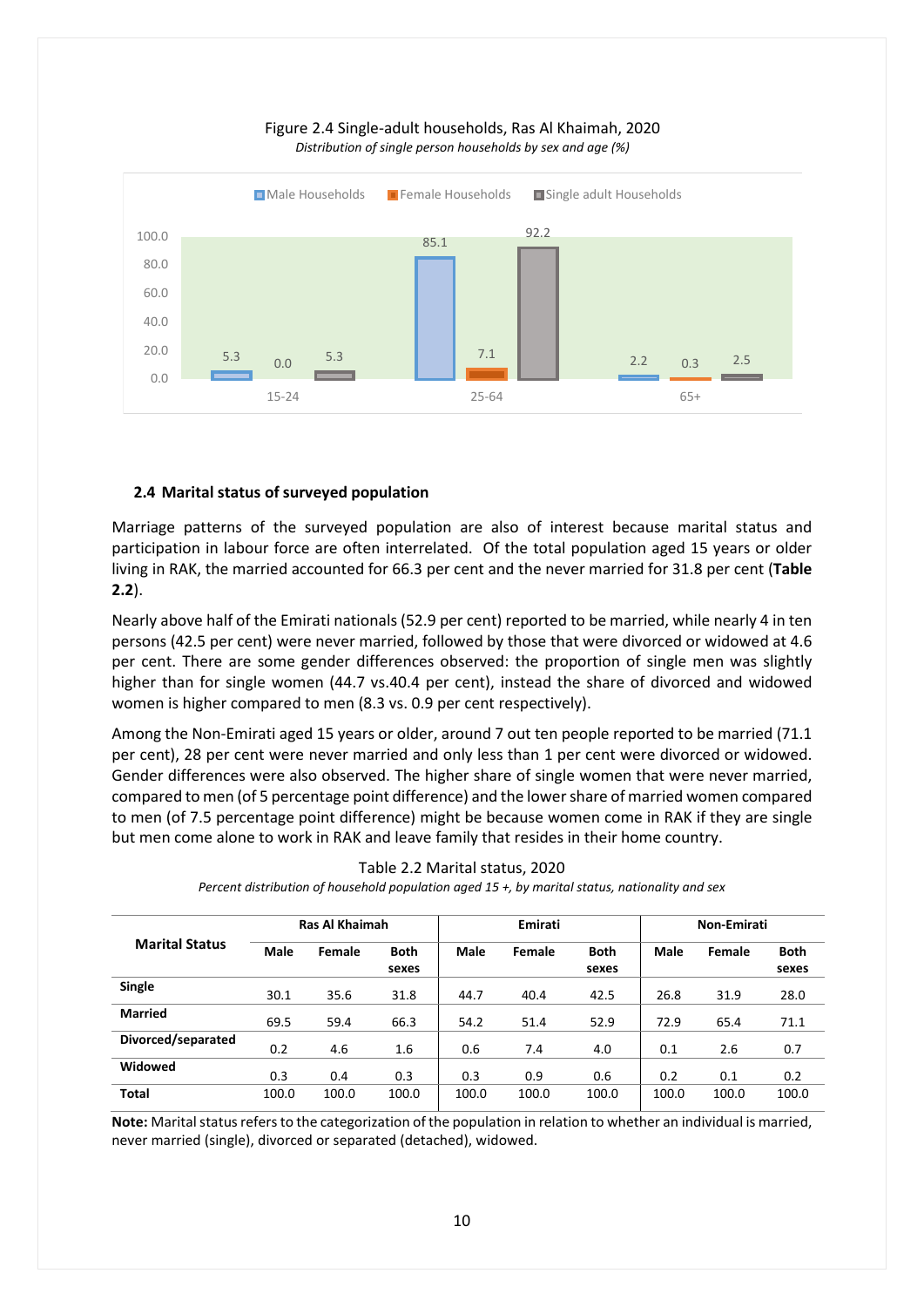Figure 2.4 Single-adult households, Ras Al Khaimah, 2020

*Distribution of single person households by sex and age (%)*

| Age | Male Households | Female Households | Single adult Households |
|---|---|---|---|
| 15-24 | 5.3 | 0.0 | 5.3 |
| 25-64 | 85.1 | 7.1 | 92.2 |
| 65+ | 2.2 | 0.3 | 2.5 |

### 2.4 Marital status of surveyed population

Marriage patterns of the surveyed population are also of interest because marital status and participation in labour force are often interrelated. Of the total population aged 15 years or older living in RAK, the married accounted for 66.3 per cent and the never married for 31.8 per cent (**Table 2.2**).

Nearly above half of the Emirati nationals (52.9 per cent) reported to be married, while nearly 4 in ten persons (42.5 per cent) were never married, followed by those that were divorced or widowed at 4.6 per cent. There are some gender differences observed: the proportion of single men was slightly higher than for single women (44.7 vs.40.4 per cent), instead the share of divorced and widowed women is higher compared to men (8.3 vs. 0.9 per cent respectively).

Among the Non-Emirati aged 15 years or older, around 7 out ten people reported to be married (71.1 per cent), 28 per cent were never married and only less than 1 per cent were divorced or widowed. Gender differences were also observed. The higher share of single women that were never married, compared to men (of 5 percentage point difference) and the lower share of married women compared to men (of 7.5 percentage point difference) might be because women come in RAK if they are single but men come alone to work in RAK and leave family that resides in their home country.

Table 2.2 Marital status, 2020

*Percent distribution of household population aged 15 +, by marital status, nationality and sex*

| Marital Status | Ras Al Khaimah | | | Emirati | | | Non-Emirati | | |
|---|---|---|---|---|---|---|---|---|---|
| | Male | Female | Both sexes | Male | Female | Both sexes | Male | Female | Both sexes |
| **Single** | 30.1 | 35.6 | 31.8 | 44.7 | 40.4 | 42.5 | 26.8 | 31.9 | 28.0 |
| **Married** | 69.5 | 59.4 | 66.3 | 54.2 | 51.4 | 52.9 | 72.9 | 65.4 | 71.1 |
| **Divorced/separated** | 0.2 | 4.6 | 1.6 | 0.6 | 7.4 | 4.0 | 0.1 | 2.6 | 0.7 |
| **Widowed** | 0.3 | 0.4 | 0.3 | 0.3 | 0.9 | 0.6 | 0.2 | 0.1 | 0.2 |
| **Total** | 100.0 | 100.0 | 100.0 | 100.0 | 100.0 | 100.0 | 100.0 | 100.0 | 100.0 |

**Note:** Marital status refers to the categorization of the population in relation to whether an individual is married, never married (single), divorced or separated (detached), widowed.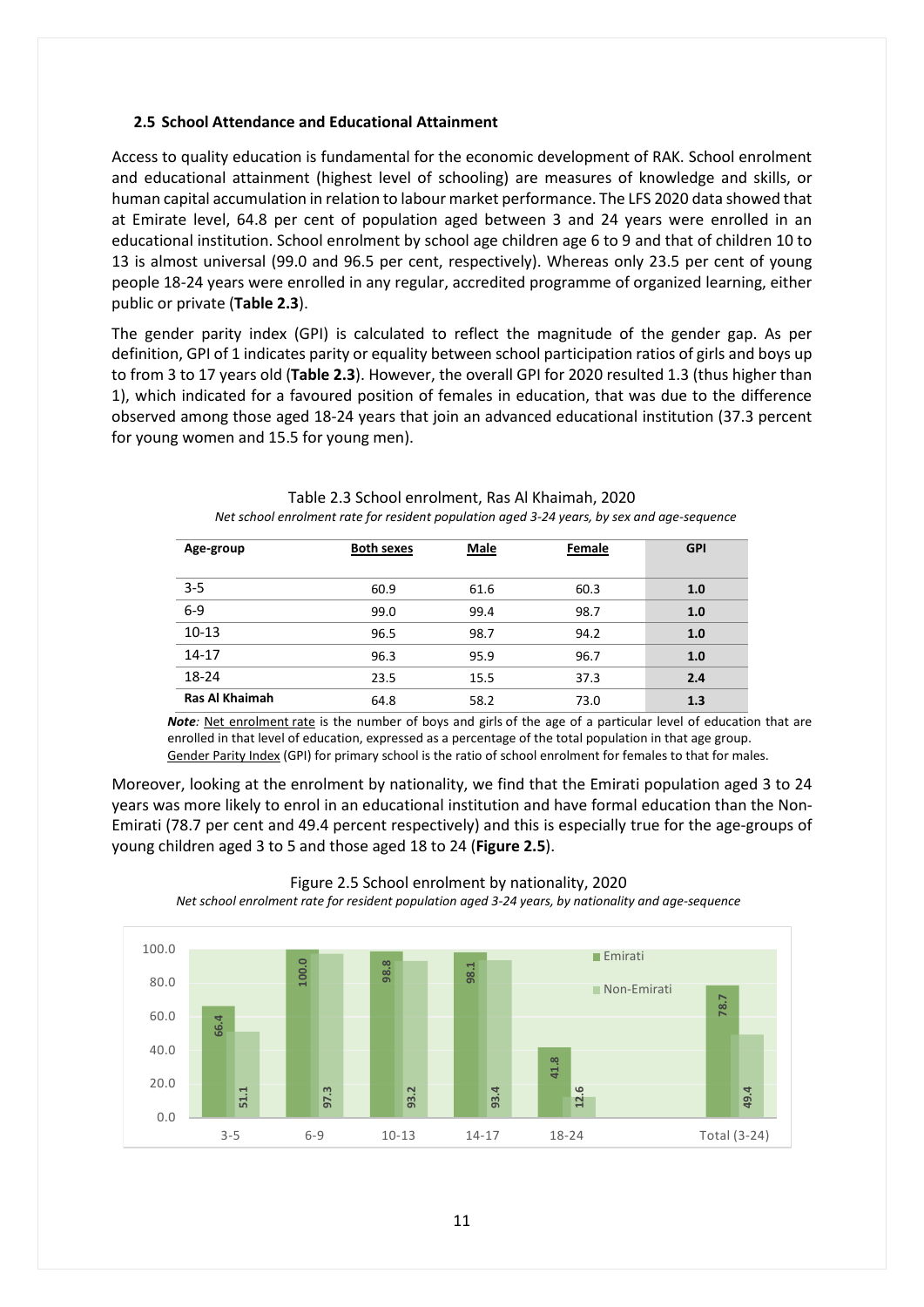### 2.5 School Attendance and Educational Attainment

Access to quality education is fundamental for the economic development of RAK. School enrolment and educational attainment (highest level of schooling) are measures of knowledge and skills, or human capital accumulation in relation to labour market performance. The LFS 2020 data showed that at Emirate level, 64.8 per cent of population aged between 3 and 24 years were enrolled in an educational institution. School enrolment by school age children age 6 to 9 and that of children 10 to 13 is almost universal (99.0 and 96.5 per cent, respectively). Whereas only 23.5 per cent of young people 18-24 years were enrolled in any regular, accredited programme of organized learning, either public or private (**Table 2.3**).

The gender parity index (GPI) is calculated to reflect the magnitude of the gender gap. As per definition, GPI of 1 indicates parity or equality between school participation ratios of girls and boys up to from 3 to 17 years old (**Table 2.3**). However, the overall GPI for 2020 resulted 1.3 (thus higher than 1), which indicated for a favoured position of females in education, that was due to the difference observed among those aged 18-24 years that join an advanced educational institution (37.3 percent for young women and 15.5 for young men).

Table 2.3 School enrolment, Ras Al Khaimah, 2020

*Net school enrolment rate for resident population aged 3-24 years, by sex and age-sequence*

| Age-group | Both sexes | Male | Female | GPI |
|---|---|---|---|---|
| 3-5 | 60.9 | 61.6 | 60.3 | **1.0** |
| 6-9 | 99.0 | 99.4 | 98.7 | **1.0** |
| 10-13 | 96.5 | 98.7 | 94.2 | **1.0** |
| 14-17 | 96.3 | 95.9 | 96.7 | **1.0** |
| 18-24 | 23.5 | 15.5 | 37.3 | **2.4** |
| **Ras Al Khaimah** | 64.8 | 58.2 | 73.0 | **1.3** |

***Note:*** Net enrolment rate is the number of boys and girls of the age of a particular level of education that are enrolled in that level of education, expressed as a percentage of the total population in that age group.
Gender Parity Index (GPI) for primary school is the ratio of school enrolment for females to that for males.

Moreover, looking at the enrolment by nationality, we find that the Emirati population aged 3 to 24 years was more likely to enrol in an educational institution and have formal education than the Non-Emirati (78.7 per cent and 49.4 percent respectively) and this is especially true for the age-groups of young children aged 3 to 5 and those aged 18 to 24 (**Figure 2.5**).

Figure 2.5 School enrolment by nationality, 2020

*Net school enrolment rate for resident population aged 3-24 years, by nationality and age-sequence*

| Age-group | Emirati | Non-Emirati |
|---|---|---|
| 3-5 | 66.4 | 51.1 |
| 6-9 | 100.0 | 97.3 |
| 10-13 | 98.8 | 93.2 |
| 14-17 | 98.1 | 93.4 |
| 18-24 | 41.8 | 12.6 |
| Total (3-24) | 78.7 | 49.4 |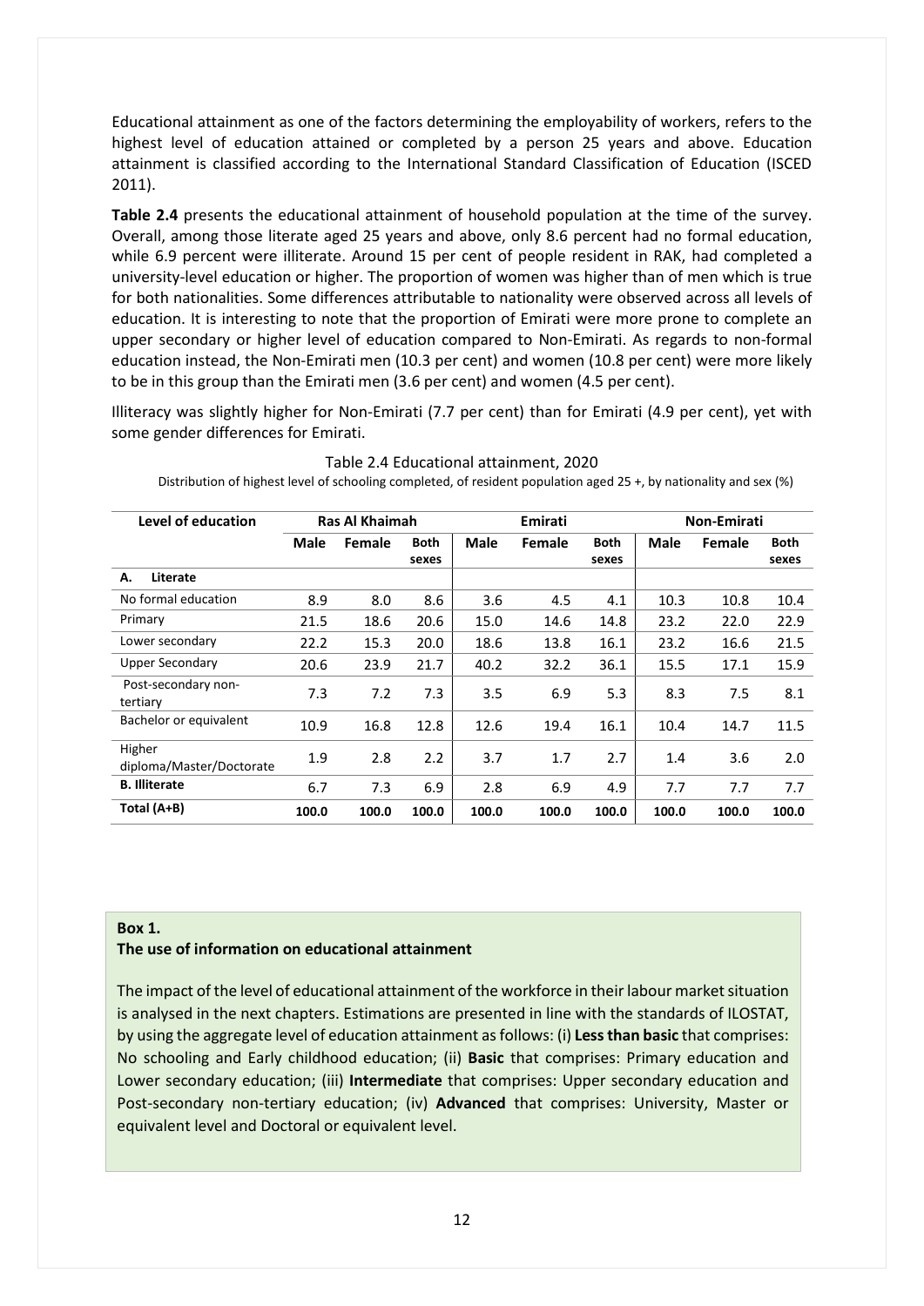Educational attainment as one of the factors determining the employability of workers, refers to the highest level of education attained or completed by a person 25 years and above. Education attainment is classified according to the International Standard Classification of Education (ISCED 2011).

**Table 2.4** presents the educational attainment of household population at the time of the survey. Overall, among those literate aged 25 years and above, only 8.6 percent had no formal education, while 6.9 percent were illiterate. Around 15 per cent of people resident in RAK, had completed a university-level education or higher. The proportion of women was higher than of men which is true for both nationalities. Some differences attributable to nationality were observed across all levels of education. It is interesting to note that the proportion of Emirati were more prone to complete an upper secondary or higher level of education compared to Non-Emirati. As regards to non-formal education instead, the Non-Emirati men (10.3 per cent) and women (10.8 per cent) were more likely to be in this group than the Emirati men (3.6 per cent) and women (4.5 per cent).

Illiteracy was slightly higher for Non-Emirati (7.7 per cent) than for Emirati (4.9 per cent), yet with some gender differences for Emirati.

Table 2.4 Educational attainment, 2020

Distribution of highest level of schooling completed, of resident population aged 25 +, by nationality and sex (%)

| Level of education | Ras Al Khaimah | | | Emirati | | | Non-Emirati | | |
|---|---|---|---|---|---|---|---|---|---|
| | **Male** | **Female** | **Both sexes** | **Male** | **Female** | **Both sexes** | **Male** | **Female** | **Both sexes** |
| **A. Literate** | | | | | | | | | |
| No formal education | 8.9 | 8.0 | 8.6 | 3.6 | 4.5 | 4.1 | 10.3 | 10.8 | 10.4 |
| Primary | 21.5 | 18.6 | 20.6 | 15.0 | 14.6 | 14.8 | 23.2 | 22.0 | 22.9 |
| Lower secondary | 22.2 | 15.3 | 20.0 | 18.6 | 13.8 | 16.1 | 23.2 | 16.6 | 21.5 |
| Upper Secondary | 20.6 | 23.9 | 21.7 | 40.2 | 32.2 | 36.1 | 15.5 | 17.1 | 15.9 |
| Post-secondary non-tertiary | 7.3 | 7.2 | 7.3 | 3.5 | 6.9 | 5.3 | 8.3 | 7.5 | 8.1 |
| Bachelor or equivalent | 10.9 | 16.8 | 12.8 | 12.6 | 19.4 | 16.1 | 10.4 | 14.7 | 11.5 |
| Higher diploma/Master/Doctorate | 1.9 | 2.8 | 2.2 | 3.7 | 1.7 | 2.7 | 1.4 | 3.6 | 2.0 |
| **B. Illiterate** | 6.7 | 7.3 | 6.9 | 2.8 | 6.9 | 4.9 | 7.7 | 7.7 | 7.7 |
| **Total (A+B)** | **100.0** | **100.0** | **100.0** | **100.0** | **100.0** | **100.0** | **100.0** | **100.0** | **100.0** |

**Box 1.**
**The use of information on educational attainment**

The impact of the level of educational attainment of the workforce in their labour market situation is analysed in the next chapters. Estimations are presented in line with the standards of ILOSTAT, by using the aggregate level of education attainment as follows: (i) **Less than basic** that comprises: No schooling and Early childhood education; (ii) **Basic** that comprises: Primary education and Lower secondary education; (iii) **Intermediate** that comprises: Upper secondary education and Post-secondary non-tertiary education; (iv) **Advanced** that comprises: University, Master or equivalent level and Doctoral or equivalent level.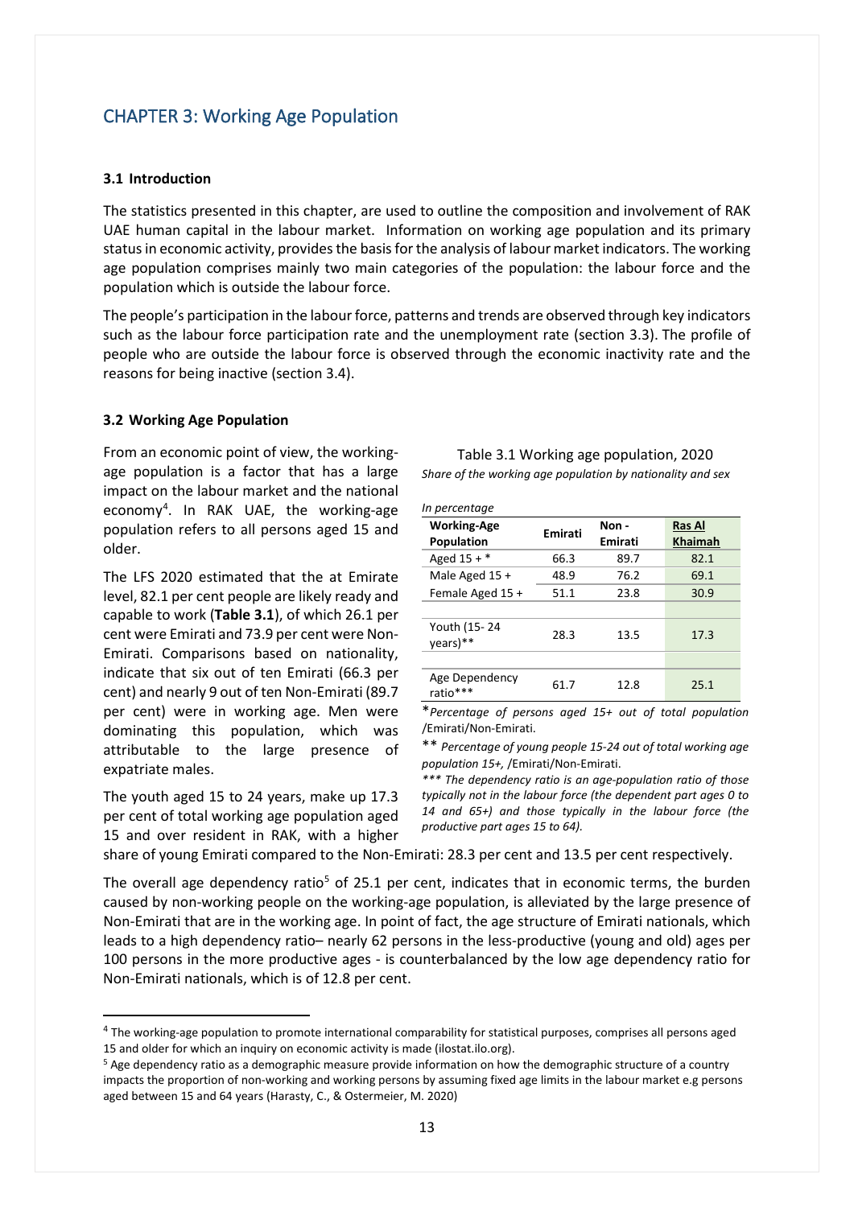# CHAPTER 3: Working Age Population

## 3.1 Introduction

The statistics presented in this chapter, are used to outline the composition and involvement of RAK UAE human capital in the labour market. Information on working age population and its primary status in economic activity, provides the basis for the analysis of labour market indicators. The working age population comprises mainly two main categories of the population: the labour force and the population which is outside the labour force.

The people's participation in the labour force, patterns and trends are observed through key indicators such as the labour force participation rate and the unemployment rate (section 3.3). The profile of people who are outside the labour force is observed through the economic inactivity rate and the reasons for being inactive (section 3.4).

## 3.2 Working Age Population

From an economic point of view, the working-age population is a factor that has a large impact on the labour market and the national economy[4]. In RAK UAE, the working-age population refers to all persons aged 15 and older.

The LFS 2020 estimated that the at Emirate level, 82.1 per cent people are likely ready and capable to work (**Table 3.1**), of which 26.1 per cent were Emirati and 73.9 per cent were Non-Emirati. Comparisons based on nationality, indicate that six out of ten Emirati (66.3 per cent) and nearly 9 out of ten Non-Emirati (89.7 per cent) were in working age. Men were dominating this population, which was attributable to the large presence of expatriate males.

The youth aged 15 to 24 years, make up 17.3 per cent of total working age population aged 15 and over resident in RAK, with a higher share of young Emirati compared to the Non-Emirati: 28.3 per cent and 13.5 per cent respectively.

Table 3.1 Working age population, 2020

*Share of the working age population by nationality and sex*

*In percentage*

| Working-Age Population | Emirati | Non - Emirati | Ras Al Khaimah |
|---|---|---|---|
| Aged 15 + * | 66.3 | 89.7 | 82.1 |
| Male Aged 15 + | 48.9 | 76.2 | 69.1 |
| Female Aged 15 + | 51.1 | 23.8 | 30.9 |
| | | | |
| Youth (15- 24 years)** | 28.3 | 13.5 | 17.3 |
| | | | |
| Age Dependency ratio*** | 61.7 | 12.8 | 25.1 |

\**Percentage of persons aged 15+ out of total population* /Emirati/Non-Emirati.

\*\* *Percentage of young people 15-24 out of total working age population 15+,* /Emirati/Non-Emirati.

*\*\*\* The dependency ratio is an age-population ratio of those typically not in the labour force (the dependent part ages 0 to 14 and 65+) and those typically in the labour force (the productive part ages 15 to 64).*

The overall age dependency ratio[5] of 25.1 per cent, indicates that in economic terms, the burden caused by non-working people on the working-age population, is alleviated by the large presence of Non-Emirati that are in the working age. In point of fact, the age structure of Emirati nationals, which leads to a high dependency ratio– nearly 62 persons in the less-productive (young and old) ages per 100 persons in the more productive ages - is counterbalanced by the low age dependency ratio for Non-Emirati nationals, which is of 12.8 per cent.

---

[4] The working-age population to promote international comparability for statistical purposes, comprises all persons aged 15 and older for which an inquiry on economic activity is made (ilostat.ilo.org).

[5] Age dependency ratio as a demographic measure provide information on how the demographic structure of a country impacts the proportion of non-working and working persons by assuming fixed age limits in the labour market e.g persons aged between 15 and 64 years (Harasty, C., & Ostermeier, M. 2020)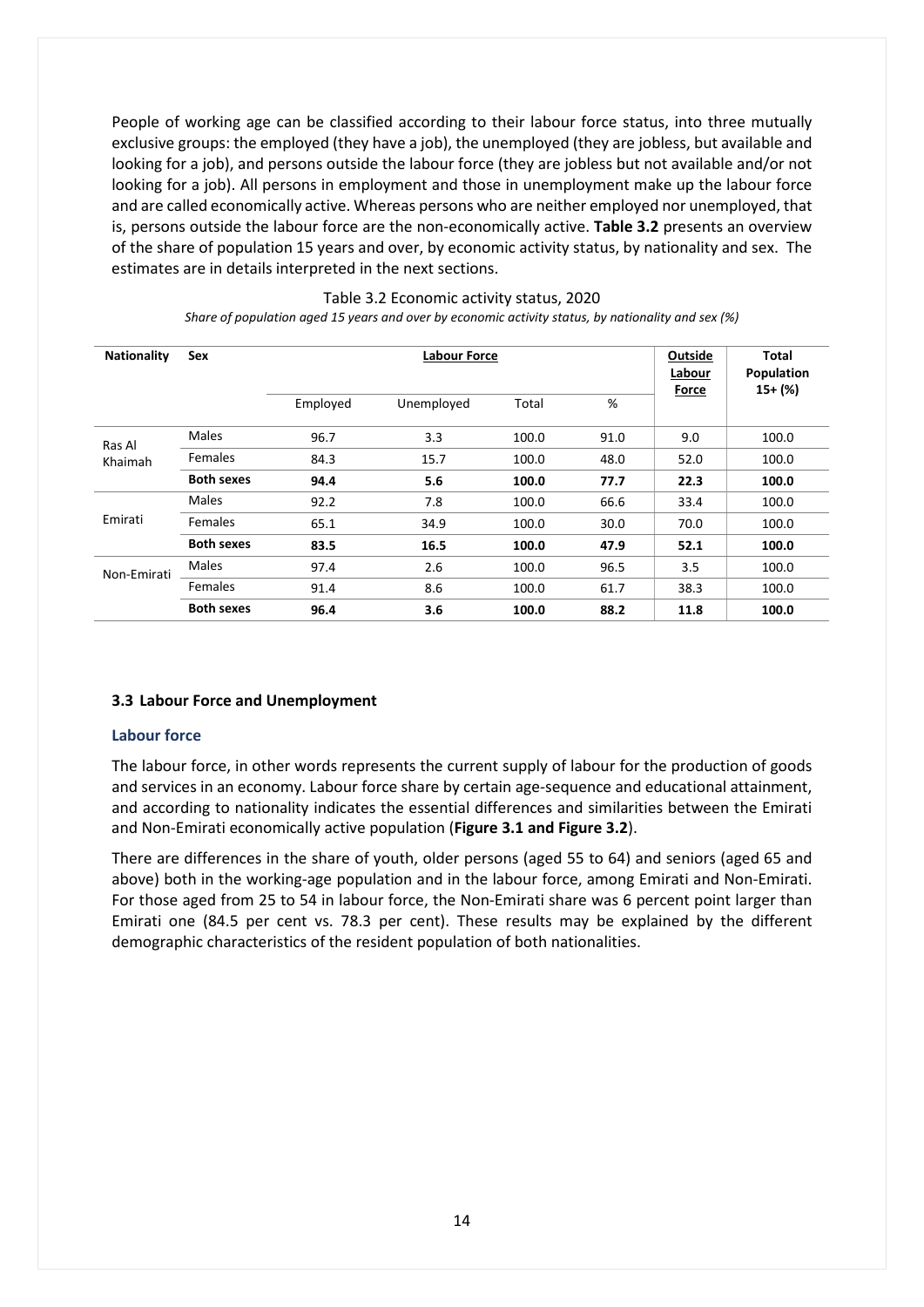People of working age can be classified according to their labour force status, into three mutually exclusive groups: the employed (they have a job), the unemployed (they are jobless, but available and looking for a job), and persons outside the labour force (they are jobless but not available and/or not looking for a job). All persons in employment and those in unemployment make up the labour force and are called economically active. Whereas persons who are neither employed nor unemployed, that is, persons outside the labour force are the non-economically active. **Table 3.2** presents an overview of the share of population 15 years and over, by economic activity status, by nationality and sex. The estimates are in details interpreted in the next sections.

Table 3.2 Economic activity status, 2020

*Share of population aged 15 years and over by economic activity status, by nationality and sex (%)*

| Nationality | Sex | Labour Force | | | | Outside Labour Force | Total Population 15+ (%) |
|---|---|---|---|---|---|---|---|
| | | Employed | Unemployed | Total | % | | |
| Ras Al Khaimah | Males | 96.7 | 3.3 | 100.0 | 91.0 | 9.0 | 100.0 |
| | Females | 84.3 | 15.7 | 100.0 | 48.0 | 52.0 | 100.0 |
| | **Both sexes** | **94.4** | **5.6** | **100.0** | **77.7** | **22.3** | **100.0** |
| Emirati | Males | 92.2 | 7.8 | 100.0 | 66.6 | 33.4 | 100.0 |
| | Females | 65.1 | 34.9 | 100.0 | 30.0 | 70.0 | 100.0 |
| | **Both sexes** | **83.5** | **16.5** | **100.0** | **47.9** | **52.1** | **100.0** |
| Non-Emirati | Males | 97.4 | 2.6 | 100.0 | 96.5 | 3.5 | 100.0 |
| | Females | 91.4 | 8.6 | 100.0 | 61.7 | 38.3 | 100.0 |
| | **Both sexes** | **96.4** | **3.6** | **100.0** | **88.2** | **11.8** | **100.0** |

### 3.3 Labour Force and Unemployment

#### Labour force

The labour force, in other words represents the current supply of labour for the production of goods and services in an economy. Labour force share by certain age-sequence and educational attainment, and according to nationality indicates the essential differences and similarities between the Emirati and Non-Emirati economically active population (**Figure 3.1 and Figure 3.2**).

There are differences in the share of youth, older persons (aged 55 to 64) and seniors (aged 65 and above) both in the working-age population and in the labour force, among Emirati and Non-Emirati. For those aged from 25 to 54 in labour force, the Non-Emirati share was 6 percent point larger than Emirati one (84.5 per cent vs. 78.3 per cent). These results may be explained by the different demographic characteristics of the resident population of both nationalities.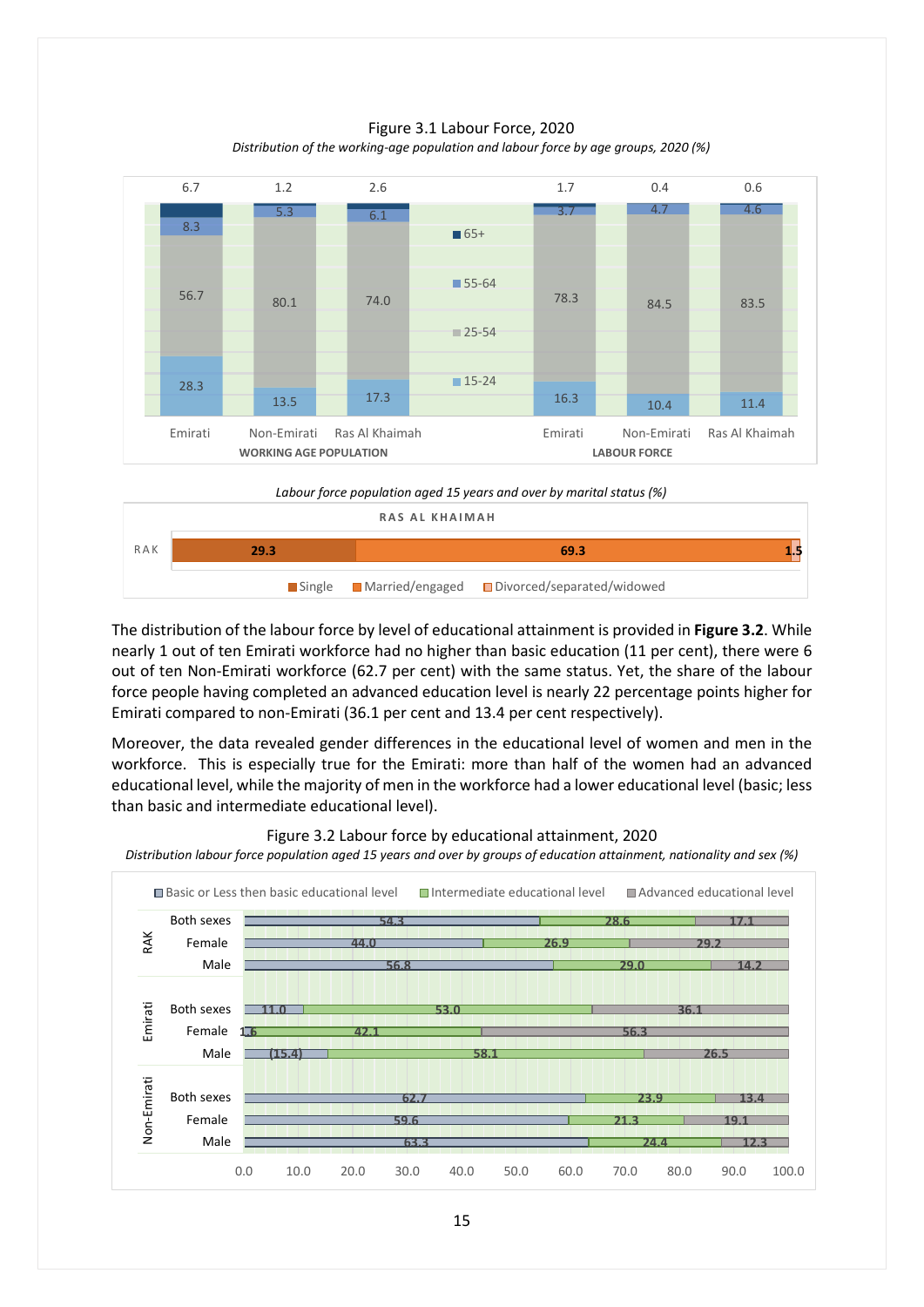Figure 3.1 Labour Force, 2020

*Distribution of the working-age population and labour force by age groups, 2020 (%)*

| Age group | Working age population: Emirati | Working age population: Non-Emirati | Working age population: Ras Al Khaimah | Labour force: Emirati | Labour force: Non-Emirati | Labour force: Ras Al Khaimah |
|---|---|---|---|---|---|---|
| 65+ | 6.7 | 1.2 | 2.6 | 1.7 | 0.4 | 0.6 |
| 55-64 | 8.3 | 5.3 | 6.1 | 3.7 | 4.7 | 4.6 |
| 25-54 | 56.7 | 80.1 | 74.0 | 78.3 | 84.5 | 83.5 |
| 15-24 | 28.3 | 13.5 | 17.3 | 16.3 | 10.4 | 11.4 |

*Labour force population aged 15 years and over by marital status (%)*

| RAS AL KHAIMAH | Single | Married/engaged | Divorced/separated/widowed |
|---|---|---|---|
| RAK | 29.3 | 69.3 | 1.5 |

The distribution of the labour force by level of educational attainment is provided in **Figure 3.2**. While nearly 1 out of ten Emirati workforce had no higher than basic education (11 per cent), there were 6 out of ten Non-Emirati workforce (62.7 per cent) with the same status. Yet, the share of the labour force people having completed an advanced education level is nearly 22 percentage points higher for Emirati compared to non-Emirati (36.1 per cent and 13.4 per cent respectively).

Moreover, the data revealed gender differences in the educational level of women and men in the workforce. This is especially true for the Emirati: more than half of the women had an advanced educational level, while the majority of men in the workforce had a lower educational level (basic; less than basic and intermediate educational level).

Figure 3.2 Labour force by educational attainment, 2020

*Distribution labour force population aged 15 years and over by groups of education attainment, nationality and sex (%)*

| Group | Sex | Basic or Less then basic educational level | Intermediate educational level | Advanced educational level |
|---|---|---|---|---|
| RAK | Both sexes | 54.3 | 28.6 | 17.1 |
| RAK | Female | 44.0 | 26.9 | 29.2 |
| RAK | Male | 56.8 | 29.0 | 14.2 |
| Emirati | Both sexes | 11.0 | 53.0 | 36.1 |
| Emirati | Female | 1.6 | 42.1 | 56.3 |
| Emirati | Male | (15.4) | 58.1 | 26.5 |
| Non-Emirati | Both sexes | 62.7 | 23.9 | 13.4 |
| Non-Emirati | Female | 59.6 | 21.3 | 19.1 |
| Non-Emirati | Male | 63.3 | 24.4 | 12.3 |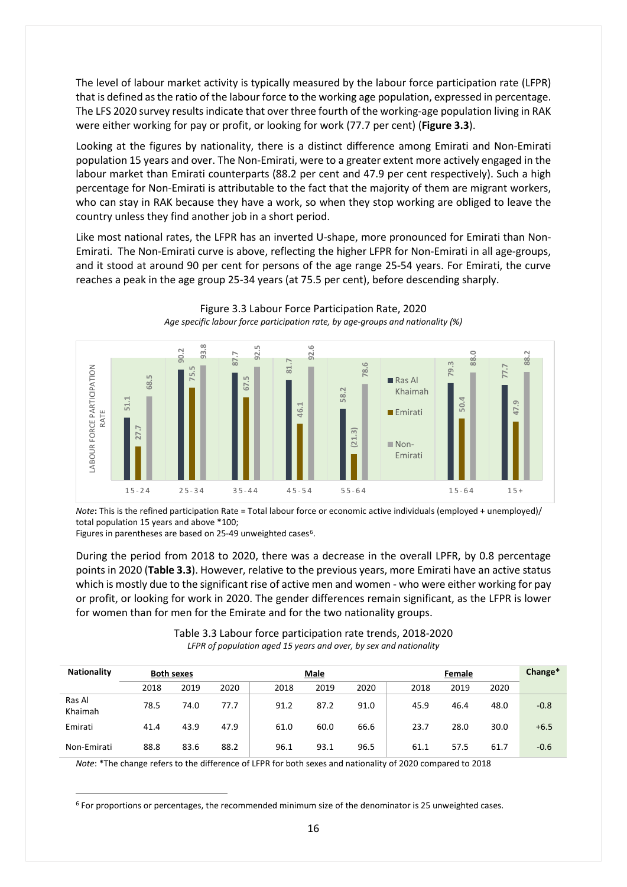The level of labour market activity is typically measured by the labour force participation rate (LFPR) that is defined as the ratio of the labour force to the working age population, expressed in percentage. The LFS 2020 survey results indicate that over three fourth of the working-age population living in RAK were either working for pay or profit, or looking for work (77.7 per cent) (**Figure 3.3**).

Looking at the figures by nationality, there is a distinct difference among Emirati and Non-Emirati population 15 years and over. The Non-Emirati, were to a greater extent more actively engaged in the labour market than Emirati counterparts (88.2 per cent and 47.9 per cent respectively). Such a high percentage for Non-Emirati is attributable to the fact that the majority of them are migrant workers, who can stay in RAK because they have a work, so when they stop working are obliged to leave the country unless they find another job in a short period.

Like most national rates, the LFPR has an inverted U-shape, more pronounced for Emirati than Non-Emirati. The Non-Emirati curve is above, reflecting the higher LFPR for Non-Emirati in all age-groups, and it stood at around 90 per cent for persons of the age range 25-54 years. For Emirati, the curve reaches a peak in the age group 25-34 years (at 75.5 per cent), before descending sharply.

Figure 3.3 Labour Force Participation Rate, 2020

*Age specific labour force participation rate, by age-groups and nationality (%)*

| Age group | Ras Al Khaimah | Emirati | Non-Emirati |
|---|---|---|---|
| 15-24 | 51.1 | 27.7 | 68.5 |
| 25-34 | 90.2 | 75.5 | 93.8 |
| 35-44 | 87.7 | 67.5 | 92.5 |
| 45-54 | 81.7 | 46.1 | 92.6 |
| 55-64 | 58.2 | (21.3) | 78.6 |
| 15-64 | 79.3 | 50.4 | 88.0 |
| 15+ | 77.7 | 47.9 | 88.2 |

*Note*: This is the refined participation Rate = Total labour force or economic active individuals (employed + unemployed)/ total population 15 years and above *100;
Figures in parentheses are based on 25-49 unweighted cases[6].

During the period from 2018 to 2020, there was a decrease in the overall LPFR, by 0.8 percentage points in 2020 (**Table 3.3**). However, relative to the previous years, more Emirati have an active status which is mostly due to the significant rise of active men and women - who were either working for pay or profit, or looking for work in 2020. The gender differences remain significant, as the LFPR is lower for women than for men for the Emirate and for the two nationality groups.

Table 3.3 Labour force participation rate trends, 2018-2020

*LFPR of population aged 15 years and over, by sex and nationality*

| Nationality | Both sexes | | | Male | | | Female | | | Change* |
|---|---|---|---|---|---|---|---|---|---|---|
| | 2018 | 2019 | 2020 | 2018 | 2019 | 2020 | 2018 | 2019 | 2020 | |
| Ras Al Khaimah | 78.5 | 74.0 | 77.7 | 91.2 | 87.2 | 91.0 | 45.9 | 46.4 | 48.0 | -0.8 |
| Emirati | 41.4 | 43.9 | 47.9 | 61.0 | 60.0 | 66.6 | 23.7 | 28.0 | 30.0 | +6.5 |
| Non-Emirati | 88.8 | 83.6 | 88.2 | 96.1 | 93.1 | 96.5 | 61.1 | 57.5 | 61.7 | -0.6 |

*Note*: *The change refers to the difference of LFPR for both sexes and nationality of 2020 compared to 2018

[6] For proportions or percentages, the recommended minimum size of the denominator is 25 unweighted cases.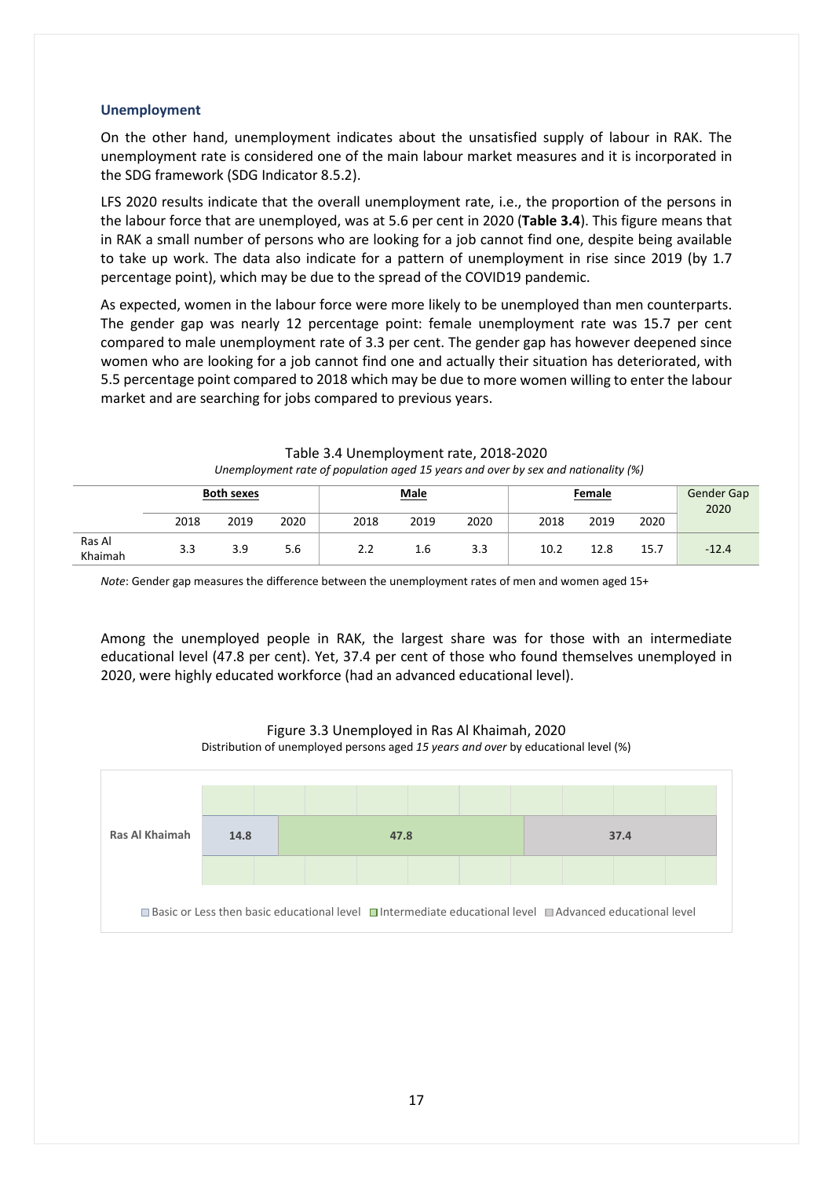### Unemployment

On the other hand, unemployment indicates about the unsatisfied supply of labour in RAK. The unemployment rate is considered one of the main labour market measures and it is incorporated in the SDG framework (SDG Indicator 8.5.2).

LFS 2020 results indicate that the overall unemployment rate, i.e., the proportion of the persons in the labour force that are unemployed, was at 5.6 per cent in 2020 (**Table 3.4**). This figure means that in RAK a small number of persons who are looking for a job cannot find one, despite being available to take up work. The data also indicate for a pattern of unemployment in rise since 2019 (by 1.7 percentage point), which may be due to the spread of the COVID19 pandemic.

As expected, women in the labour force were more likely to be unemployed than men counterparts. The gender gap was nearly 12 percentage point: female unemployment rate was 15.7 per cent compared to male unemployment rate of 3.3 per cent. The gender gap has however deepened since women who are looking for a job cannot find one and actually their situation has deteriorated, with 5.5 percentage point compared to 2018 which may be due to more women willing to enter the labour market and are searching for jobs compared to previous years.

Table 3.4 Unemployment rate, 2018-2020

*Unemployment rate of population aged 15 years and over by sex and nationality (%)*

| | Both sexes | | | Male | | | Female | | | Gender Gap 2020 |
|---|---|---|---|---|---|---|---|---|---|---|
| | 2018 | 2019 | 2020 | 2018 | 2019 | 2020 | 2018 | 2019 | 2020 | |
| Ras Al Khaimah | 3.3 | 3.9 | 5.6 | 2.2 | 1.6 | 3.3 | 10.2 | 12.8 | 15.7 | -12.4 |

*Note*: Gender gap measures the difference between the unemployment rates of men and women aged 15+

Among the unemployed people in RAK, the largest share was for those with an intermediate educational level (47.8 per cent). Yet, 37.4 per cent of those who found themselves unemployed in 2020, were highly educated workforce (had an advanced educational level).

Figure 3.3 Unemployed in Ras Al Khaimah, 2020

Distribution of unemployed persons aged *15 years and over* by educational level (%)

| | Basic or Less then basic educational level | Intermediate educational level | Advanced educational level |
|---|---|---|---|
| Ras Al Khaimah | 14.8 | 47.8 | 37.4 |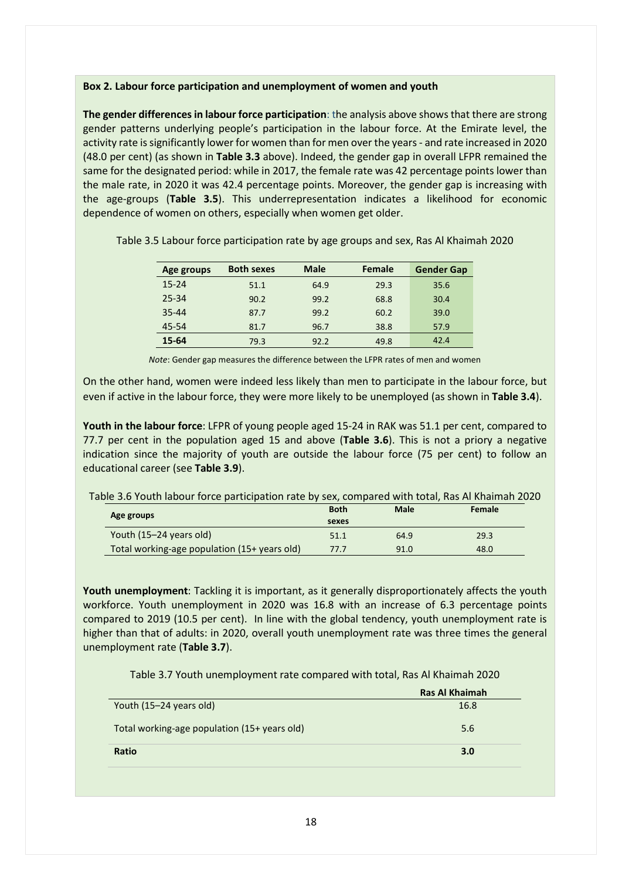**Box 2. Labour force participation and unemployment of women and youth**

**The gender differences in labour force participation**: the analysis above shows that there are strong gender patterns underlying people's participation in the labour force. At the Emirate level, the activity rate is significantly lower for women than for men over the years - and rate increased in 2020 (48.0 per cent) (as shown in **Table 3.3** above). Indeed, the gender gap in overall LFPR remained the same for the designated period: while in 2017, the female rate was 42 percentage points lower than the male rate, in 2020 it was 42.4 percentage points. Moreover, the gender gap is increasing with the age-groups (**Table 3.5**). This underrepresentation indicates a likelihood for economic dependence of women on others, especially when women get older.

Table 3.5 Labour force participation rate by age groups and sex, Ras Al Khaimah 2020

| Age groups | Both sexes | Male | Female | Gender Gap |
|---|---|---|---|---|
| 15-24 | 51.1 | 64.9 | 29.3 | 35.6 |
| 25-34 | 90.2 | 99.2 | 68.8 | 30.4 |
| 35-44 | 87.7 | 99.2 | 60.2 | 39.0 |
| 45-54 | 81.7 | 96.7 | 38.8 | 57.9 |
| **15-64** | 79.3 | 92.2 | 49.8 | 42.4 |

*Note*: Gender gap measures the difference between the LFPR rates of men and women

On the other hand, women were indeed less likely than men to participate in the labour force, but even if active in the labour force, they were more likely to be unemployed (as shown in **Table 3.4**).

**Youth in the labour force**: LFPR of young people aged 15-24 in RAK was 51.1 per cent, compared to 77.7 per cent in the population aged 15 and above (**Table 3.6**). This is not a priory a negative indication since the majority of youth are outside the labour force (75 per cent) to follow an educational career (see **Table 3.9**).

Table 3.6 Youth labour force participation rate by sex, compared with total, Ras Al Khaimah 2020

| Age groups | Both sexes | Male | Female |
|---|---|---|---|
| Youth (15–24 years old) | 51.1 | 64.9 | 29.3 |
| Total working-age population (15+ years old) | 77.7 | 91.0 | 48.0 |

**Youth unemployment**: Tackling it is important, as it generally disproportionately affects the youth workforce. Youth unemployment in 2020 was 16.8 with an increase of 6.3 percentage points compared to 2019 (10.5 per cent). In line with the global tendency, youth unemployment rate is higher than that of adults: in 2020, overall youth unemployment rate was three times the general unemployment rate (**Table 3.7**).

Table 3.7 Youth unemployment rate compared with total, Ras Al Khaimah 2020

| | Ras Al Khaimah |
|---|---|
| Youth (15–24 years old) | 16.8 |
| Total working-age population (15+ years old) | 5.6 |
| **Ratio** | **3.0** |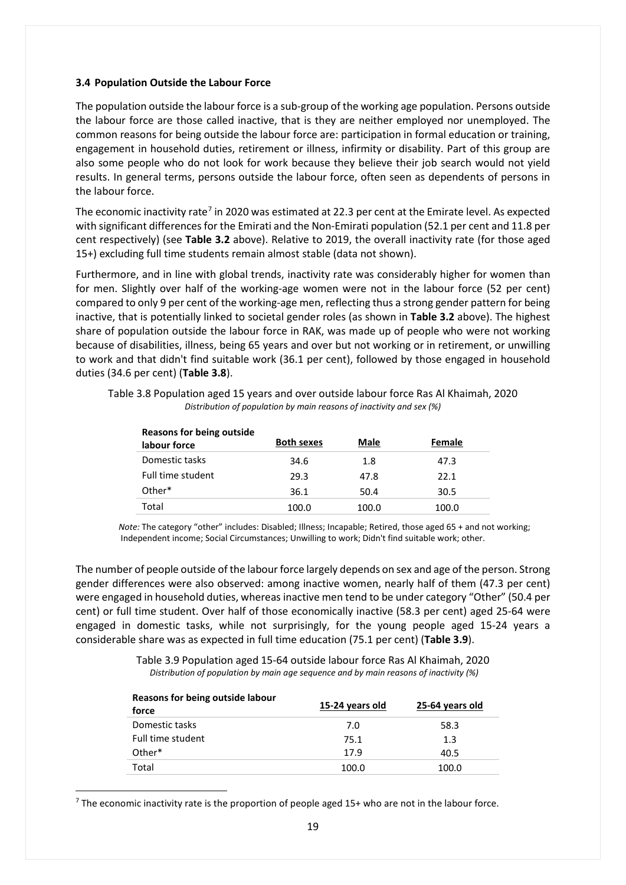### 3.4 Population Outside the Labour Force

The population outside the labour force is a sub-group of the working age population. Persons outside the labour force are those called inactive, that is they are neither employed nor unemployed. The common reasons for being outside the labour force are: participation in formal education or training, engagement in household duties, retirement or illness, infirmity or disability. Part of this group are also some people who do not look for work because they believe their job search would not yield results. In general terms, persons outside the labour force, often seen as dependents of persons in the labour force.

The economic inactivity rate[7] in 2020 was estimated at 22.3 per cent at the Emirate level. As expected with significant differences for the Emirati and the Non-Emirati population (52.1 per cent and 11.8 per cent respectively) (see **Table 3.2** above). Relative to 2019, the overall inactivity rate (for those aged 15+) excluding full time students remain almost stable (data not shown).

Furthermore, and in line with global trends, inactivity rate was considerably higher for women than for men. Slightly over half of the working-age women were not in the labour force (52 per cent) compared to only 9 per cent of the working-age men, reflecting thus a strong gender pattern for being inactive, that is potentially linked to societal gender roles (as shown in **Table 3.2** above). The highest share of population outside the labour force in RAK, was made up of people who were not working because of disabilities, illness, being 65 years and over but not working or in retirement, or unwilling to work and that didn't find suitable work (36.1 per cent), followed by those engaged in household duties (34.6 per cent) (**Table 3.8**).

Table 3.8 Population aged 15 years and over outside labour force Ras Al Khaimah, 2020

*Distribution of population by main reasons of inactivity and sex (%)*

| Reasons for being outside labour force | Both sexes | Male | Female |
|---|---|---|---|
| Domestic tasks | 34.6 | 1.8 | 47.3 |
| Full time student | 29.3 | 47.8 | 22.1 |
| Other* | 36.1 | 50.4 | 30.5 |
| Total | 100.0 | 100.0 | 100.0 |

*Note:* The category "other" includes: Disabled; Illness; Incapable; Retired, those aged 65 + and not working; Independent income; Social Circumstances; Unwilling to work; Didn't find suitable work; other.

The number of people outside of the labour force largely depends on sex and age of the person. Strong gender differences were also observed: among inactive women, nearly half of them (47.3 per cent) were engaged in household duties, whereas inactive men tend to be under category "Other" (50.4 per cent) or full time student. Over half of those economically inactive (58.3 per cent) aged 25-64 were engaged in domestic tasks, while not surprisingly, for the young people aged 15-24 years a considerable share was as expected in full time education (75.1 per cent) (**Table 3.9**).

Table 3.9 Population aged 15-64 outside labour force Ras Al Khaimah, 2020

*Distribution of population by main age sequence and by main reasons of inactivity (%)*

| Reasons for being outside labour force | 15-24 years old | 25-64 years old |
|---|---|---|
| Domestic tasks | 7.0 | 58.3 |
| Full time student | 75.1 | 1.3 |
| Other* | 17.9 | 40.5 |
| Total | 100.0 | 100.0 |

[7] The economic inactivity rate is the proportion of people aged 15+ who are not in the labour force.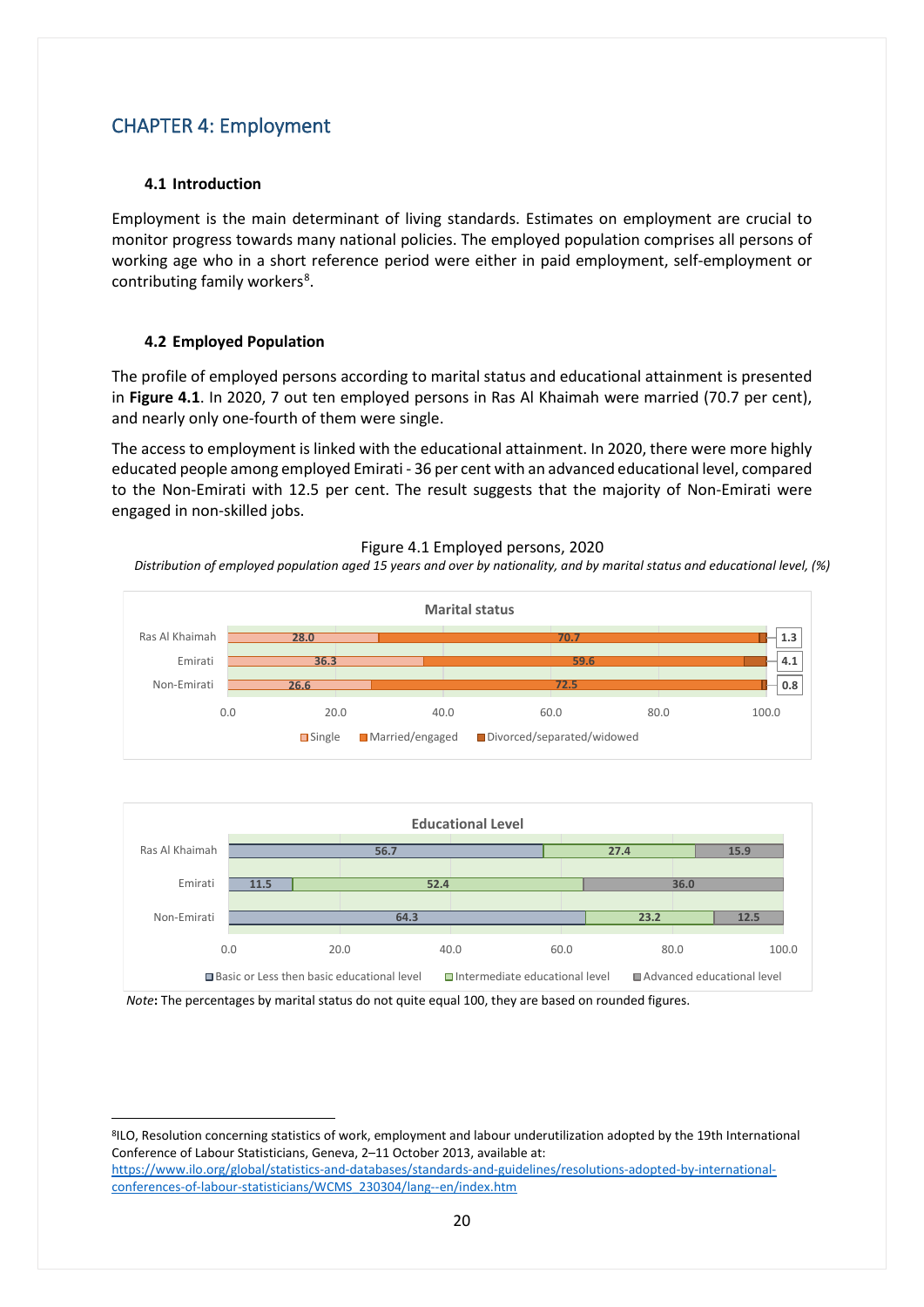# CHAPTER 4: Employment

## 4.1 Introduction

Employment is the main determinant of living standards. Estimates on employment are crucial to monitor progress towards many national policies. The employed population comprises all persons of working age who in a short reference period were either in paid employment, self-employment or contributing family workers[8].

## 4.2 Employed Population

The profile of employed persons according to marital status and educational attainment is presented in **Figure 4.1**. In 2020, 7 out ten employed persons in Ras Al Khaimah were married (70.7 per cent), and nearly only one-fourth of them were single.

The access to employment is linked with the educational attainment. In 2020, there were more highly educated people among employed Emirati - 36 per cent with an advanced educational level, compared to the Non-Emirati with 12.5 per cent. The result suggests that the majority of Non-Emirati were engaged in non-skilled jobs.

Figure 4.1 Employed persons, 2020

*Distribution of employed population aged 15 years and over by nationality, and by marital status and educational level, (%)*

**Marital status**

| | Single | Married/engaged | Divorced/separated/widowed |
|---|---|---|---|
| Ras Al Khaimah | 28.0 | 70.7 | 1.3 |
| Emirati | 36.3 | 59.6 | 4.1 |
| Non-Emirati | 26.6 | 72.5 | 0.8 |

**Educational Level**

| | Basic or Less then basic educational level | Intermediate educational level | Advanced educational level |
|---|---|---|---|
| Ras Al Khaimah | 56.7 | 27.4 | 15.9 |
| Emirati | 11.5 | 52.4 | 36.0 |
| Non-Emirati | 64.3 | 23.2 | 12.5 |

*Note*: The percentages by marital status do not quite equal 100, they are based on rounded figures.

[8] ILO, Resolution concerning statistics of work, employment and labour underutilization adopted by the 19th International Conference of Labour Statisticians, Geneva, 2–11 October 2013, available at: https://www.ilo.org/global/statistics-and-databases/standards-and-guidelines/resolutions-adopted-by-international-conferences-of-labour-statisticians/WCMS_230304/lang--en/index.htm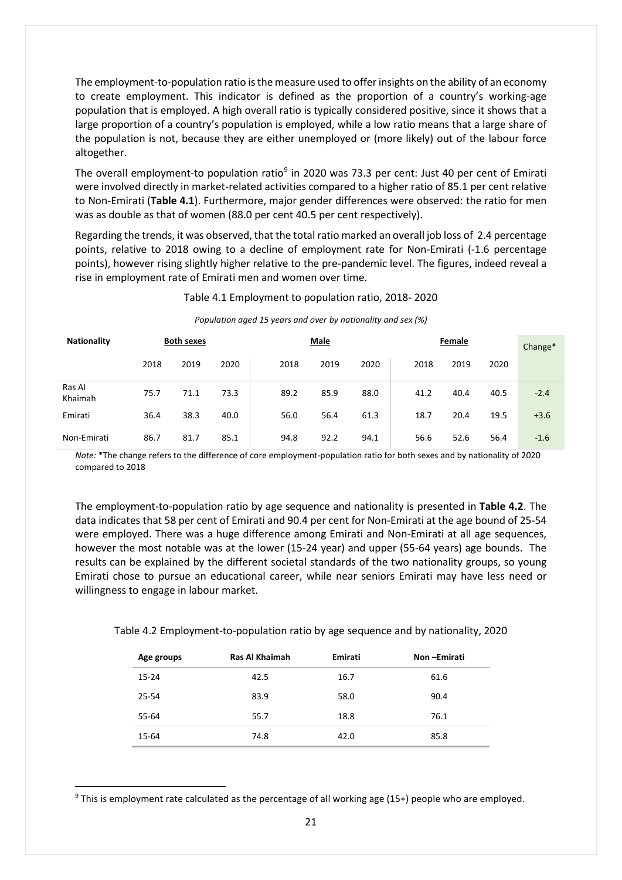The employment-to-population ratio is the measure used to offer insights on the ability of an economy to create employment. This indicator is defined as the proportion of a country's working-age population that is employed. A high overall ratio is typically considered positive, since it shows that a large proportion of a country's population is employed, while a low ratio means that a large share of the population is not, because they are either unemployed or (more likely) out of the labour force altogether.

The overall employment-to population ratio[9] in 2020 was 73.3 per cent: Just 40 per cent of Emirati were involved directly in market-related activities compared to a higher ratio of 85.1 per cent relative to Non-Emirati (**Table 4.1**). Furthermore, major gender differences were observed: the ratio for men was as double as that of women (88.0 per cent 40.5 per cent respectively).

Regarding the trends, it was observed, that the total ratio marked an overall job loss of 2.4 percentage points, relative to 2018 owing to a decline of employment rate for Non-Emirati (-1.6 percentage points), however rising slightly higher relative to the pre-pandemic level. The figures, indeed reveal a rise in employment rate of Emirati men and women over time.

Table 4.1 Employment to population ratio, 2018- 2020

*Population aged 15 years and over by nationality and sex (%)*

| Nationality | Both sexes | | | Male | | | Female | | | Change* |
|---|---|---|---|---|---|---|---|---|---|---|
| | 2018 | 2019 | 2020 | 2018 | 2019 | 2020 | 2018 | 2019 | 2020 | |
| Ras Al Khaimah | 75.7 | 71.1 | 73.3 | 89.2 | 85.9 | 88.0 | 41.2 | 40.4 | 40.5 | -2.4 |
| Emirati | 36.4 | 38.3 | 40.0 | 56.0 | 56.4 | 61.3 | 18.7 | 20.4 | 19.5 | +3.6 |
| Non-Emirati | 86.7 | 81.7 | 85.1 | 94.8 | 92.2 | 94.1 | 56.6 | 52.6 | 56.4 | -1.6 |

*Note:* *The change refers to the difference of core employment-population ratio for both sexes and by nationality of 2020 compared to 2018

The employment-to-population ratio by age sequence and nationality is presented in **Table 4.2**. The data indicates that 58 per cent of Emirati and 90.4 per cent for Non-Emirati at the age bound of 25-54 were employed. There was a huge difference among Emirati and Non-Emirati at all age sequences, however the most notable was at the lower (15-24 year) and upper (55-64 years) age bounds. The results can be explained by the different societal standards of the two nationality groups, so young Emirati chose to pursue an educational career, while near seniors Emirati may have less need or willingness to engage in labour market.

Table 4.2 Employment-to-population ratio by age sequence and by nationality, 2020

| Age groups | Ras Al Khaimah | Emirati | Non –Emirati |
|---|---|---|---|
| 15-24 | 42.5 | 16.7 | 61.6 |
| 25-54 | 83.9 | 58.0 | 90.4 |
| 55-64 | 55.7 | 18.8 | 76.1 |
| 15-64 | 74.8 | 42.0 | 85.8 |

[9] This is employment rate calculated as the percentage of all working age (15+) people who are employed.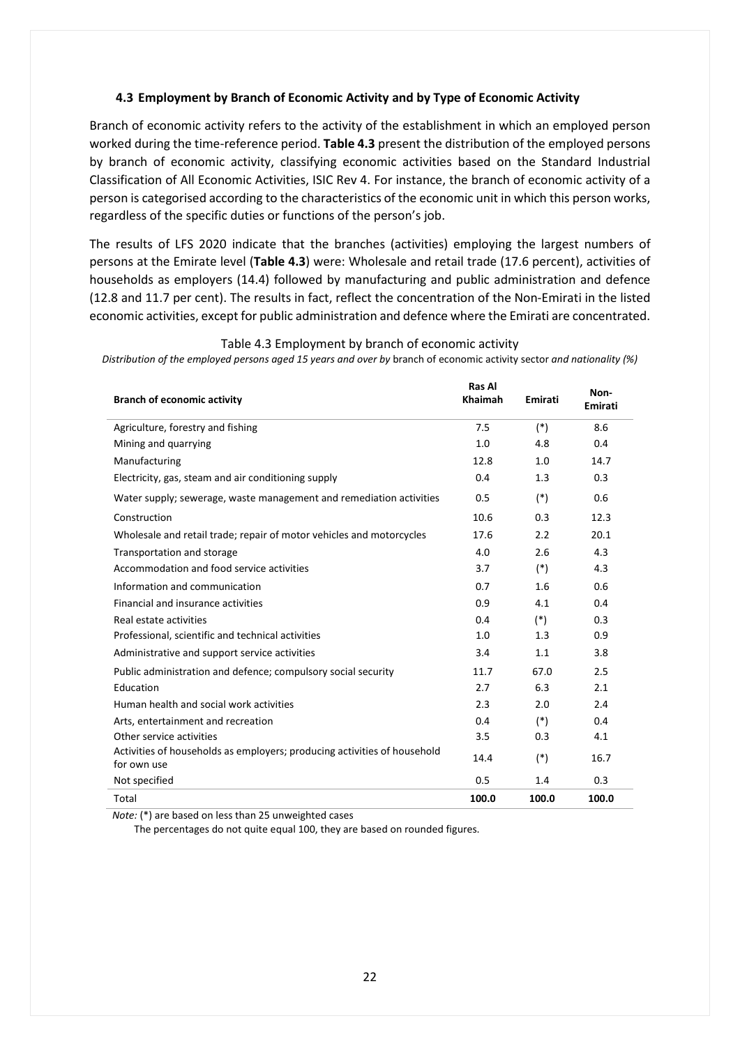### 4.3 Employment by Branch of Economic Activity and by Type of Economic Activity

Branch of economic activity refers to the activity of the establishment in which an employed person worked during the time-reference period. **Table 4.3** present the distribution of the employed persons by branch of economic activity, classifying economic activities based on the Standard Industrial Classification of All Economic Activities, ISIC Rev 4. For instance, the branch of economic activity of a person is categorised according to the characteristics of the economic unit in which this person works, regardless of the specific duties or functions of the person's job.

The results of LFS 2020 indicate that the branches (activities) employing the largest numbers of persons at the Emirate level (**Table 4.3**) were: Wholesale and retail trade (17.6 percent), activities of households as employers (14.4) followed by manufacturing and public administration and defence (12.8 and 11.7 per cent). The results in fact, reflect the concentration of the Non-Emirati in the listed economic activities, except for public administration and defence where the Emirati are concentrated.

Table 4.3 Employment by branch of economic activity

*Distribution of the employed persons aged 15 years and over by* branch of economic activity sector *and nationality (%)*

| Branch of economic activity | Ras Al Khaimah | Emirati | Non-Emirati |
|---|---|---|---|
| Agriculture, forestry and fishing | 7.5 | (*) | 8.6 |
| Mining and quarrying | 1.0 | 4.8 | 0.4 |
| Manufacturing | 12.8 | 1.0 | 14.7 |
| Electricity, gas, steam and air conditioning supply | 0.4 | 1.3 | 0.3 |
| Water supply; sewerage, waste management and remediation activities | 0.5 | (*) | 0.6 |
| Construction | 10.6 | 0.3 | 12.3 |
| Wholesale and retail trade; repair of motor vehicles and motorcycles | 17.6 | 2.2 | 20.1 |
| Transportation and storage | 4.0 | 2.6 | 4.3 |
| Accommodation and food service activities | 3.7 | (*) | 4.3 |
| Information and communication | 0.7 | 1.6 | 0.6 |
| Financial and insurance activities | 0.9 | 4.1 | 0.4 |
| Real estate activities | 0.4 | (*) | 0.3 |
| Professional, scientific and technical activities | 1.0 | 1.3 | 0.9 |
| Administrative and support service activities | 3.4 | 1.1 | 3.8 |
| Public administration and defence; compulsory social security | 11.7 | 67.0 | 2.5 |
| Education | 2.7 | 6.3 | 2.1 |
| Human health and social work activities | 2.3 | 2.0 | 2.4 |
| Arts, entertainment and recreation | 0.4 | (*) | 0.4 |
| Other service activities | 3.5 | 0.3 | 4.1 |
| Activities of households as employers; producing activities of household for own use | 14.4 | (*) | 16.7 |
| Not specified | 0.5 | 1.4 | 0.3 |
| Total | **100.0** | **100.0** | **100.0** |

*Note:* (*) are based on less than 25 unweighted cases

The percentages do not quite equal 100, they are based on rounded figures.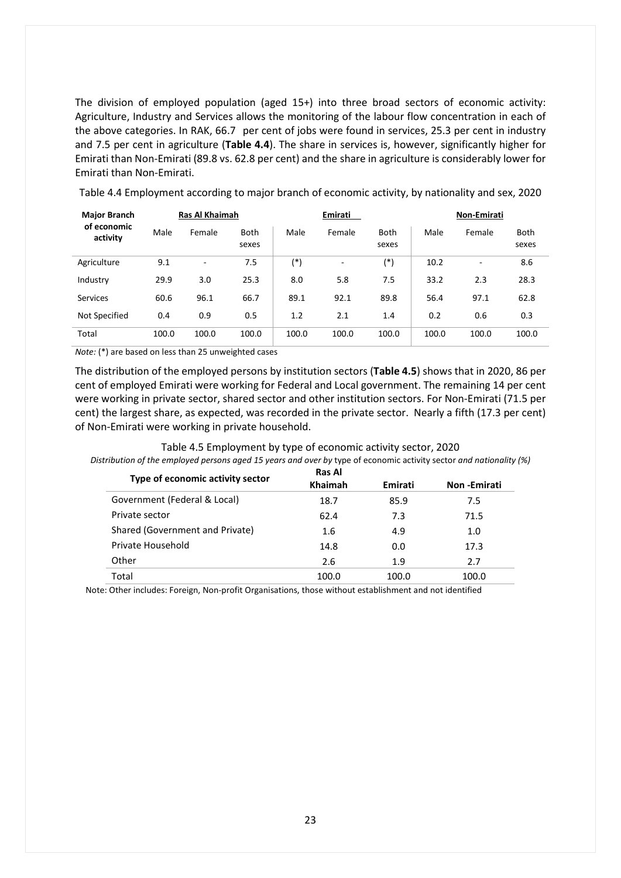The division of employed population (aged 15+) into three broad sectors of economic activity: Agriculture, Industry and Services allows the monitoring of the labour flow concentration in each of the above categories. In RAK, 66.7 per cent of jobs were found in services, 25.3 per cent in industry and 7.5 per cent in agriculture (**Table 4.4**). The share in services is, however, significantly higher for Emirati than Non-Emirati (89.8 vs. 62.8 per cent) and the share in agriculture is considerably lower for Emirati than Non-Emirati.

Table 4.4 Employment according to major branch of economic activity, by nationality and sex, 2020

| Major Branch of economic activity | Ras Al Khaimah | | | Emirati | | | Non-Emirati | | |
|---|---|---|---|---|---|---|---|---|---|
| | Male | Female | Both sexes | Male | Female | Both sexes | Male | Female | Both sexes |
| Agriculture | 9.1 | - | 7.5 | (*) | - | (*) | 10.2 | - | 8.6 |
| Industry | 29.9 | 3.0 | 25.3 | 8.0 | 5.8 | 7.5 | 33.2 | 2.3 | 28.3 |
| Services | 60.6 | 96.1 | 66.7 | 89.1 | 92.1 | 89.8 | 56.4 | 97.1 | 62.8 |
| Not Specified | 0.4 | 0.9 | 0.5 | 1.2 | 2.1 | 1.4 | 0.2 | 0.6 | 0.3 |
| Total | 100.0 | 100.0 | 100.0 | 100.0 | 100.0 | 100.0 | 100.0 | 100.0 | 100.0 |

*Note:* (*) are based on less than 25 unweighted cases

The distribution of the employed persons by institution sectors (**Table 4.5**) shows that in 2020, 86 per cent of employed Emirati were working for Federal and Local government. The remaining 14 per cent were working in private sector, shared sector and other institution sectors. For Non-Emirati (71.5 per cent) the largest share, as expected, was recorded in the private sector. Nearly a fifth (17.3 per cent) of Non-Emirati were working in private household.

Table 4.5 Employment by type of economic activity sector, 2020

*Distribution of the employed persons aged 15 years and over by* type of economic activity sector *and nationality (%)*

| Type of economic activity sector | Ras Al Khaimah | Emirati | Non -Emirati |
|---|---|---|---|
| Government (Federal & Local) | 18.7 | 85.9 | 7.5 |
| Private sector | 62.4 | 7.3 | 71.5 |
| Shared (Government and Private) | 1.6 | 4.9 | 1.0 |
| Private Household | 14.8 | 0.0 | 17.3 |
| Other | 2.6 | 1.9 | 2.7 |
| Total | 100.0 | 100.0 | 100.0 |

Note: Other includes: Foreign, Non-profit Organisations, those without establishment and not identified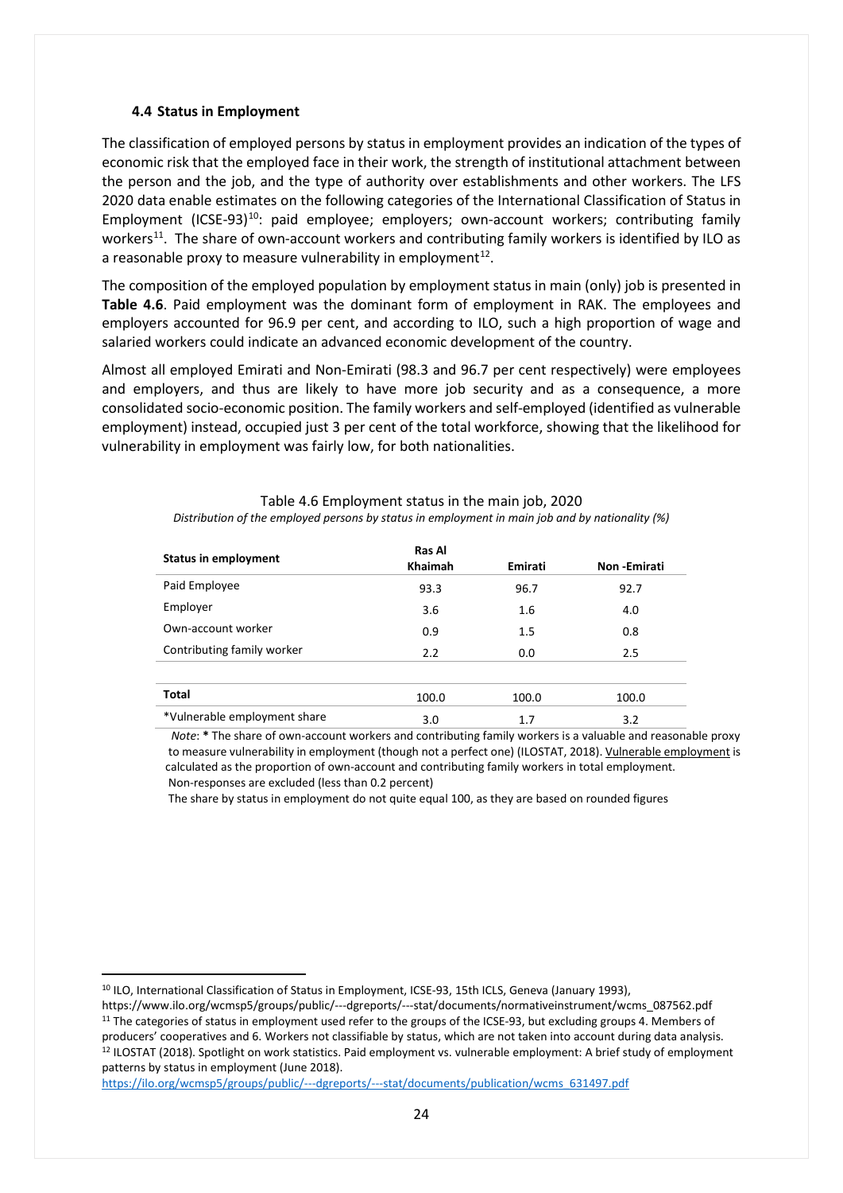### 4.4 Status in Employment

The classification of employed persons by status in employment provides an indication of the types of economic risk that the employed face in their work, the strength of institutional attachment between the person and the job, and the type of authority over establishments and other workers. The LFS 2020 data enable estimates on the following categories of the International Classification of Status in Employment (ICSE-93)[10]: paid employee; employers; own-account workers; contributing family workers[11]. The share of own-account workers and contributing family workers is identified by ILO as a reasonable proxy to measure vulnerability in employment[12].

The composition of the employed population by employment status in main (only) job is presented in **Table 4.6**. Paid employment was the dominant form of employment in RAK. The employees and employers accounted for 96.9 per cent, and according to ILO, such a high proportion of wage and salaried workers could indicate an advanced economic development of the country.

Almost all employed Emirati and Non-Emirati (98.3 and 96.7 per cent respectively) were employees and employers, and thus are likely to have more job security and as a consequence, a more consolidated socio-economic position. The family workers and self-employed (identified as vulnerable employment) instead, occupied just 3 per cent of the total workforce, showing that the likelihood for vulnerability in employment was fairly low, for both nationalities.

Table 4.6 Employment status in the main job, 2020

*Distribution of the employed persons by status in employment in main job and by nationality (%)*

| Status in employment | Ras Al Khaimah | Emirati | Non -Emirati |
|---|---|---|---|
| Paid Employee | 93.3 | 96.7 | 92.7 |
| Employer | 3.6 | 1.6 | 4.0 |
| Own-account worker | 0.9 | 1.5 | 0.8 |
| Contributing family worker | 2.2 | 0.0 | 2.5 |
| **Total** | 100.0 | 100.0 | 100.0 |
| *Vulnerable employment share | 3.0 | 1.7 | 3.2 |

*Note*: **\*** The share of own-account workers and contributing family workers is a valuable and reasonable proxy to measure vulnerability in employment (though not a perfect one) (ILOSTAT, 2018). Vulnerable employment is calculated as the proportion of own-account and contributing family workers in total employment.
Non-responses are excluded (less than 0.2 percent)
The share by status in employment do not quite equal 100, as they are based on rounded figures

[10] ILO, International Classification of Status in Employment, ICSE-93, 15th ICLS, Geneva (January 1993), https://www.ilo.org/wcmsp5/groups/public/---dgreports/---stat/documents/normativeinstrument/wcms_087562.pdf

[11] The categories of status in employment used refer to the groups of the ICSE-93, but excluding groups 4. Members of producers' cooperatives and 6. Workers not classifiable by status, which are not taken into account during data analysis.

[12] ILOSTAT (2018). Spotlight on work statistics. Paid employment vs. vulnerable employment: A brief study of employment patterns by status in employment (June 2018). https://ilo.org/wcmsp5/groups/public/---dgreports/---stat/documents/publication/wcms_631497.pdf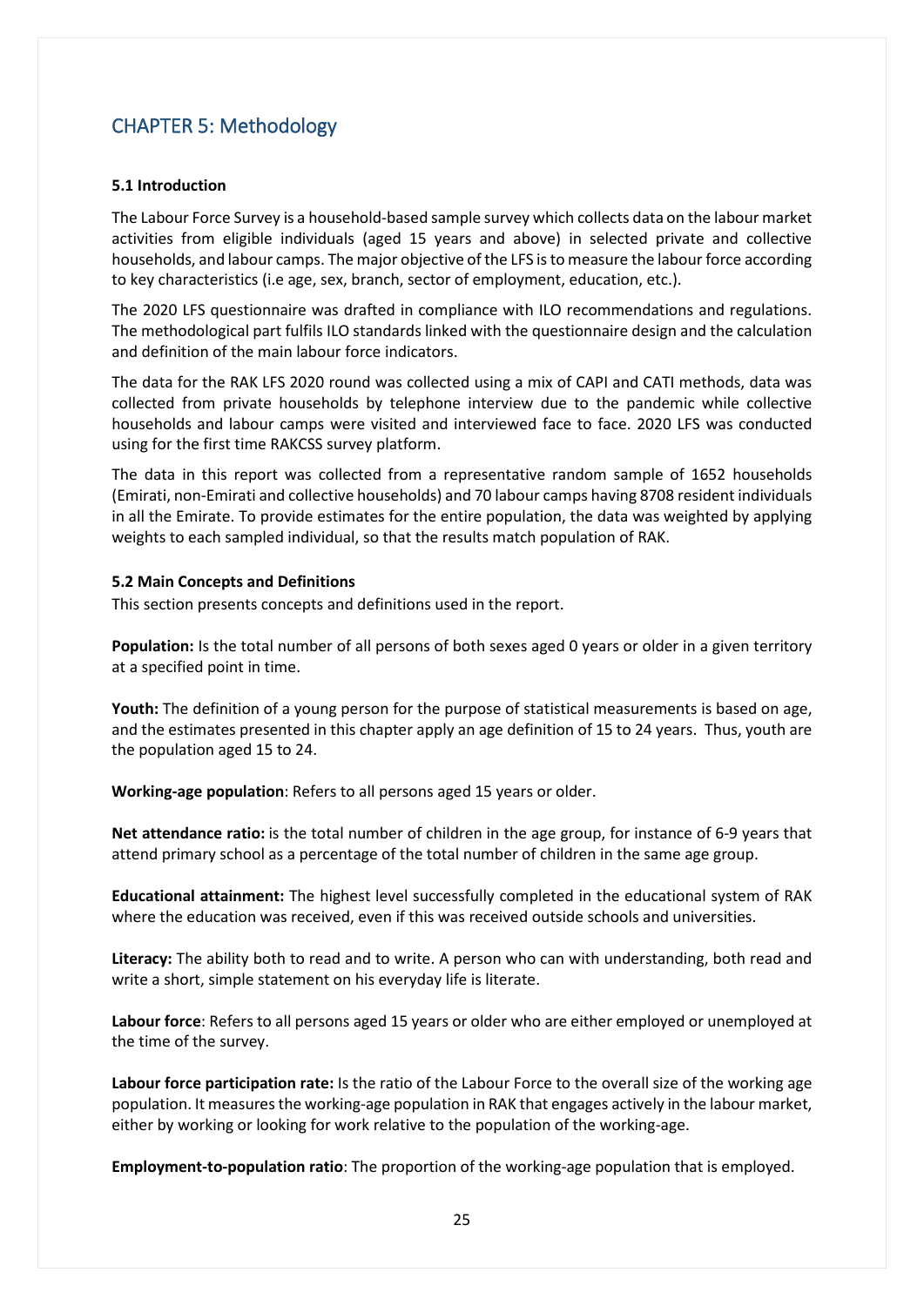## CHAPTER 5: Methodology

**5.1 Introduction**

The Labour Force Survey is a household-based sample survey which collects data on the labour market activities from eligible individuals (aged 15 years and above) in selected private and collective households, and labour camps. The major objective of the LFS is to measure the labour force according to key characteristics (i.e age, sex, branch, sector of employment, education, etc.).

The 2020 LFS questionnaire was drafted in compliance with ILO recommendations and regulations. The methodological part fulfils ILO standards linked with the questionnaire design and the calculation and definition of the main labour force indicators.

The data for the RAK LFS 2020 round was collected using a mix of CAPI and CATI methods, data was collected from private households by telephone interview due to the pandemic while collective households and labour camps were visited and interviewed face to face. 2020 LFS was conducted using for the first time RAKCSS survey platform.

The data in this report was collected from a representative random sample of 1652 households (Emirati, non-Emirati and collective households) and 70 labour camps having 8708 resident individuals in all the Emirate. To provide estimates for the entire population, the data was weighted by applying weights to each sampled individual, so that the results match population of RAK.

**5.2 Main Concepts and Definitions**

This section presents concepts and definitions used in the report.

**Population:** Is the total number of all persons of both sexes aged 0 years or older in a given territory at a specified point in time.

**Youth:** The definition of a young person for the purpose of statistical measurements is based on age, and the estimates presented in this chapter apply an age definition of 15 to 24 years. Thus, youth are the population aged 15 to 24.

**Working-age population**: Refers to all persons aged 15 years or older.

**Net attendance ratio:** is the total number of children in the age group, for instance of 6-9 years that attend primary school as a percentage of the total number of children in the same age group.

**Educational attainment:** The highest level successfully completed in the educational system of RAK where the education was received, even if this was received outside schools and universities.

**Literacy:** The ability both to read and to write. A person who can with understanding, both read and write a short, simple statement on his everyday life is literate.

**Labour force**: Refers to all persons aged 15 years or older who are either employed or unemployed at the time of the survey.

**Labour force participation rate:** Is the ratio of the Labour Force to the overall size of the working age population. It measures the working-age population in RAK that engages actively in the labour market, either by working or looking for work relative to the population of the working-age.

**Employment-to-population ratio**: The proportion of the working-age population that is employed.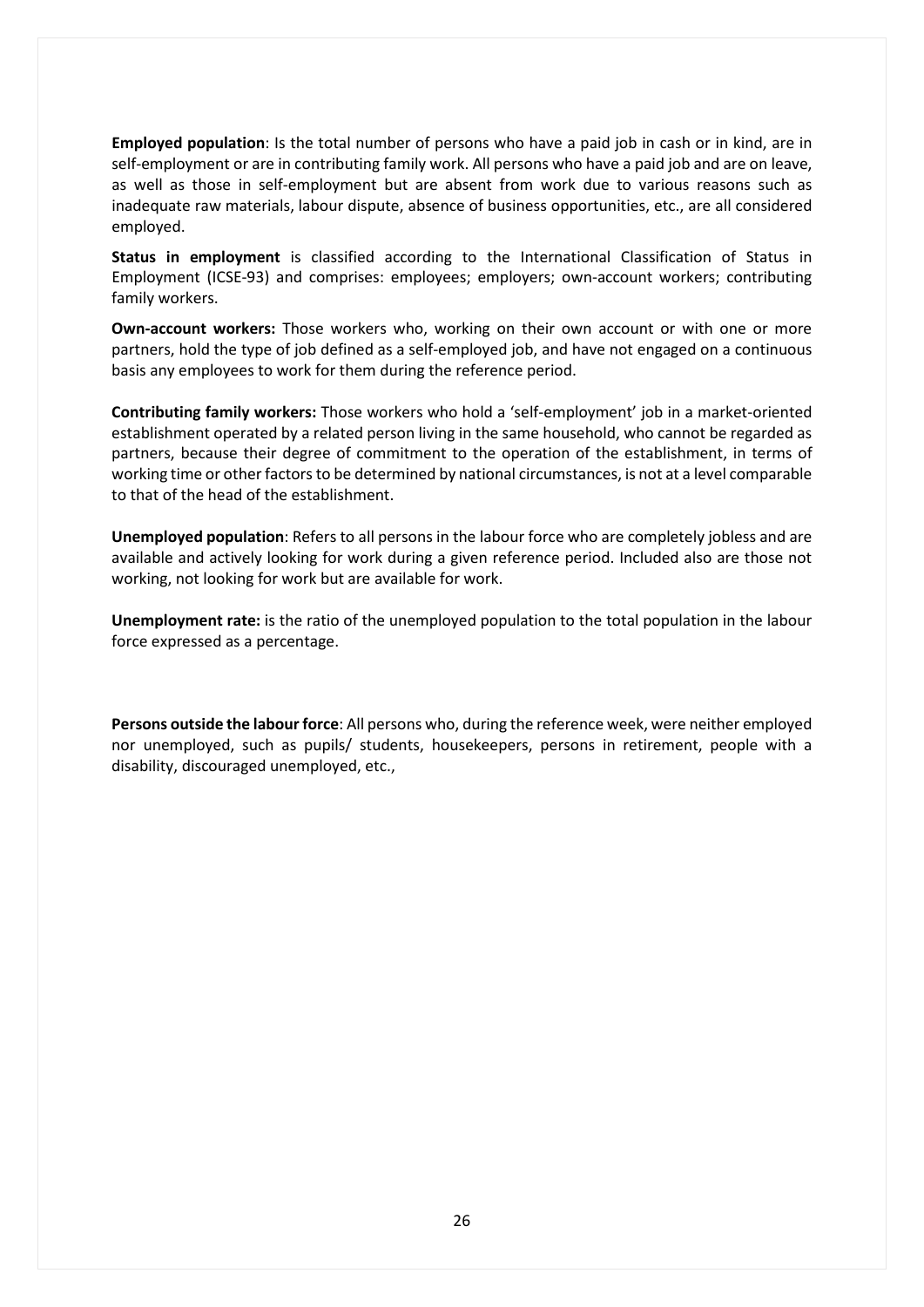**Employed population**: Is the total number of persons who have a paid job in cash or in kind, are in self-employment or are in contributing family work. All persons who have a paid job and are on leave, as well as those in self-employment but are absent from work due to various reasons such as inadequate raw materials, labour dispute, absence of business opportunities, etc., are all considered employed.

**Status in employment** is classified according to the International Classification of Status in Employment (ICSE-93) and comprises: employees; employers; own-account workers; contributing family workers.

**Own-account workers:** Those workers who, working on their own account or with one or more partners, hold the type of job defined as a self-employed job, and have not engaged on a continuous basis any employees to work for them during the reference period.

**Contributing family workers:** Those workers who hold a 'self-employment' job in a market-oriented establishment operated by a related person living in the same household, who cannot be regarded as partners, because their degree of commitment to the operation of the establishment, in terms of working time or other factors to be determined by national circumstances, is not at a level comparable to that of the head of the establishment.

**Unemployed population**: Refers to all persons in the labour force who are completely jobless and are available and actively looking for work during a given reference period. Included also are those not working, not looking for work but are available for work.

**Unemployment rate:** is the ratio of the unemployed population to the total population in the labour force expressed as a percentage.

**Persons outside the labour force**: All persons who, during the reference week, were neither employed nor unemployed, such as pupils/ students, housekeepers, persons in retirement, people with a disability, discouraged unemployed, etc.,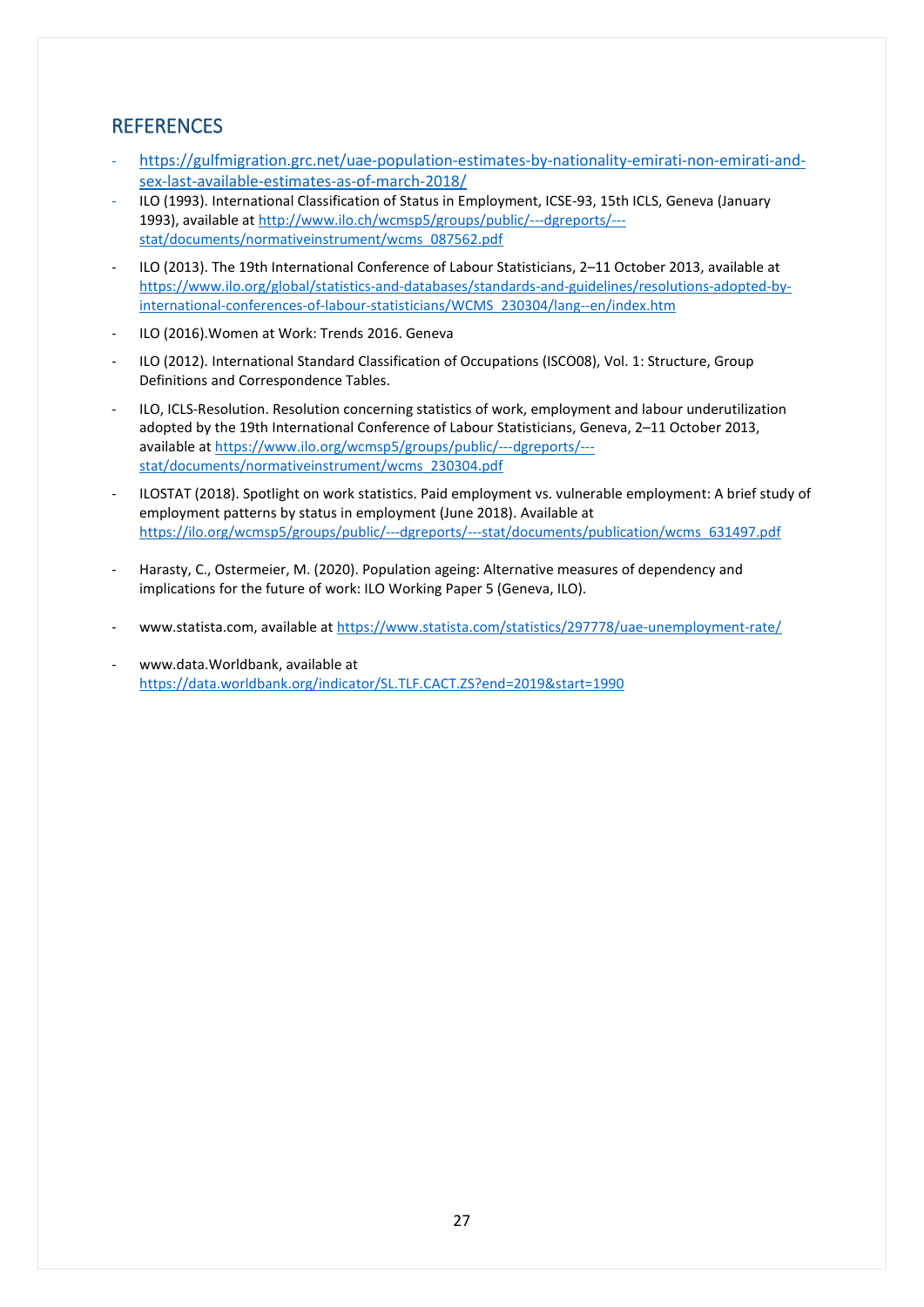## REFERENCES

- https://gulfmigration.grc.net/uae-population-estimates-by-nationality-emirati-non-emirati-and-sex-last-available-estimates-as-of-march-2018/
- ILO (1993). International Classification of Status in Employment, ICSE-93, 15th ICLS, Geneva (January 1993), available at http://www.ilo.ch/wcmsp5/groups/public/---dgreports/---stat/documents/normativeinstrument/wcms_087562.pdf
- ILO (2013). The 19th International Conference of Labour Statisticians, 2–11 October 2013, available at https://www.ilo.org/global/statistics-and-databases/standards-and-guidelines/resolutions-adopted-by-international-conferences-of-labour-statisticians/WCMS_230304/lang--en/index.htm
- ILO (2016).Women at Work: Trends 2016. Geneva
- ILO (2012). International Standard Classification of Occupations (ISCO08), Vol. 1: Structure, Group Definitions and Correspondence Tables.
- ILO, ICLS-Resolution. Resolution concerning statistics of work, employment and labour underutilization adopted by the 19th International Conference of Labour Statisticians, Geneva, 2–11 October 2013, available at https://www.ilo.org/wcmsp5/groups/public/---dgreports/---stat/documents/normativeinstrument/wcms_230304.pdf
- ILOSTAT (2018). Spotlight on work statistics. Paid employment vs. vulnerable employment: A brief study of employment patterns by status in employment (June 2018). Available at https://ilo.org/wcmsp5/groups/public/---dgreports/---stat/documents/publication/wcms_631497.pdf
- Harasty, C., Ostermeier, M. (2020). Population ageing: Alternative measures of dependency and implications for the future of work: ILO Working Paper 5 (Geneva, ILO).
- www.statista.com, available at https://www.statista.com/statistics/297778/uae-unemployment-rate/
- www.data.Worldbank, available at https://data.worldbank.org/indicator/SL.TLF.CACT.ZS?end=2019&start=1990